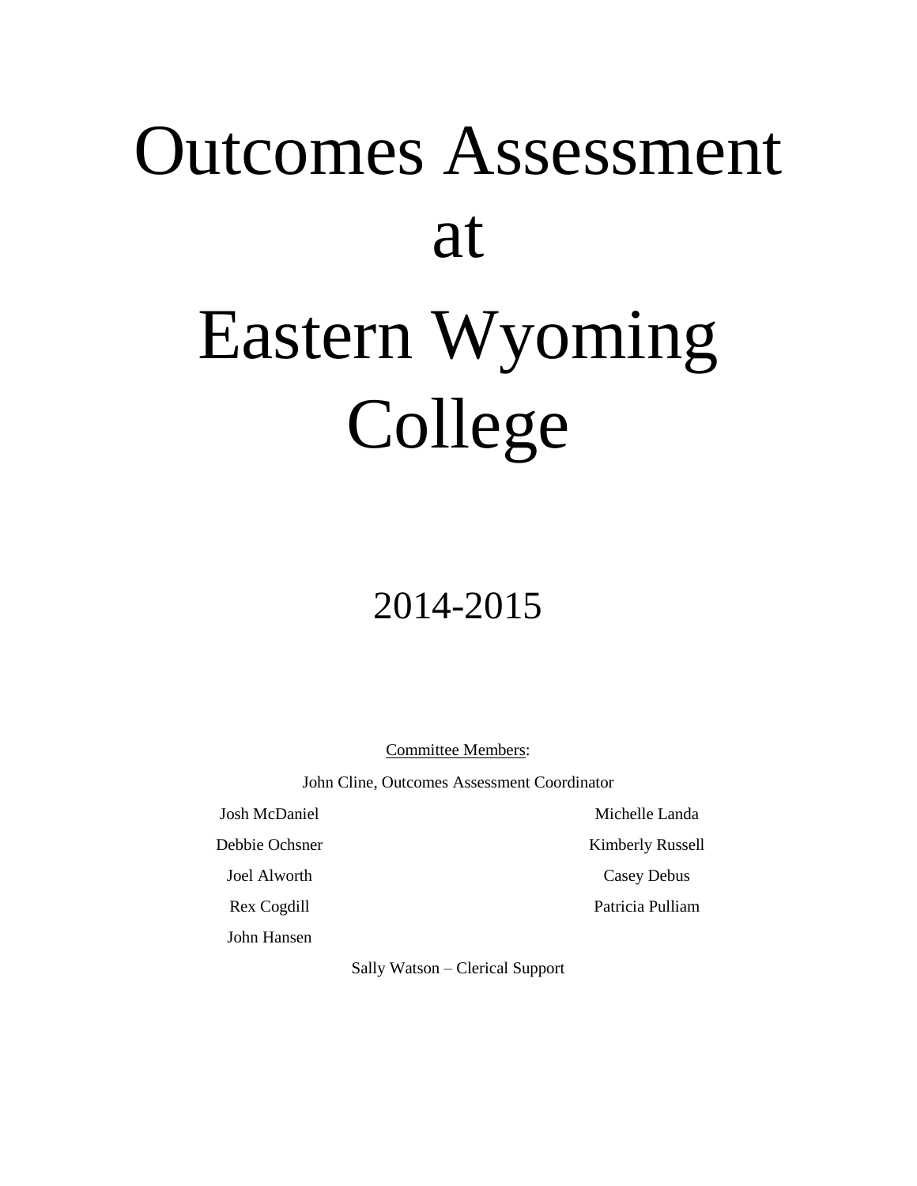# Outcomes Assessment at Eastern Wyoming College

## 2014-2015

<u>Committee Members</u>:

John Cline, Outcomes Assessment Coordinator

Josh McDaniel

Debbie Ochsner

Joel Alworth

Rex Cogdill

John Hansen

Michelle Landa

Kimberly Russell

Casey Debus

Patricia Pulliam

Sally Watson – Clerical Support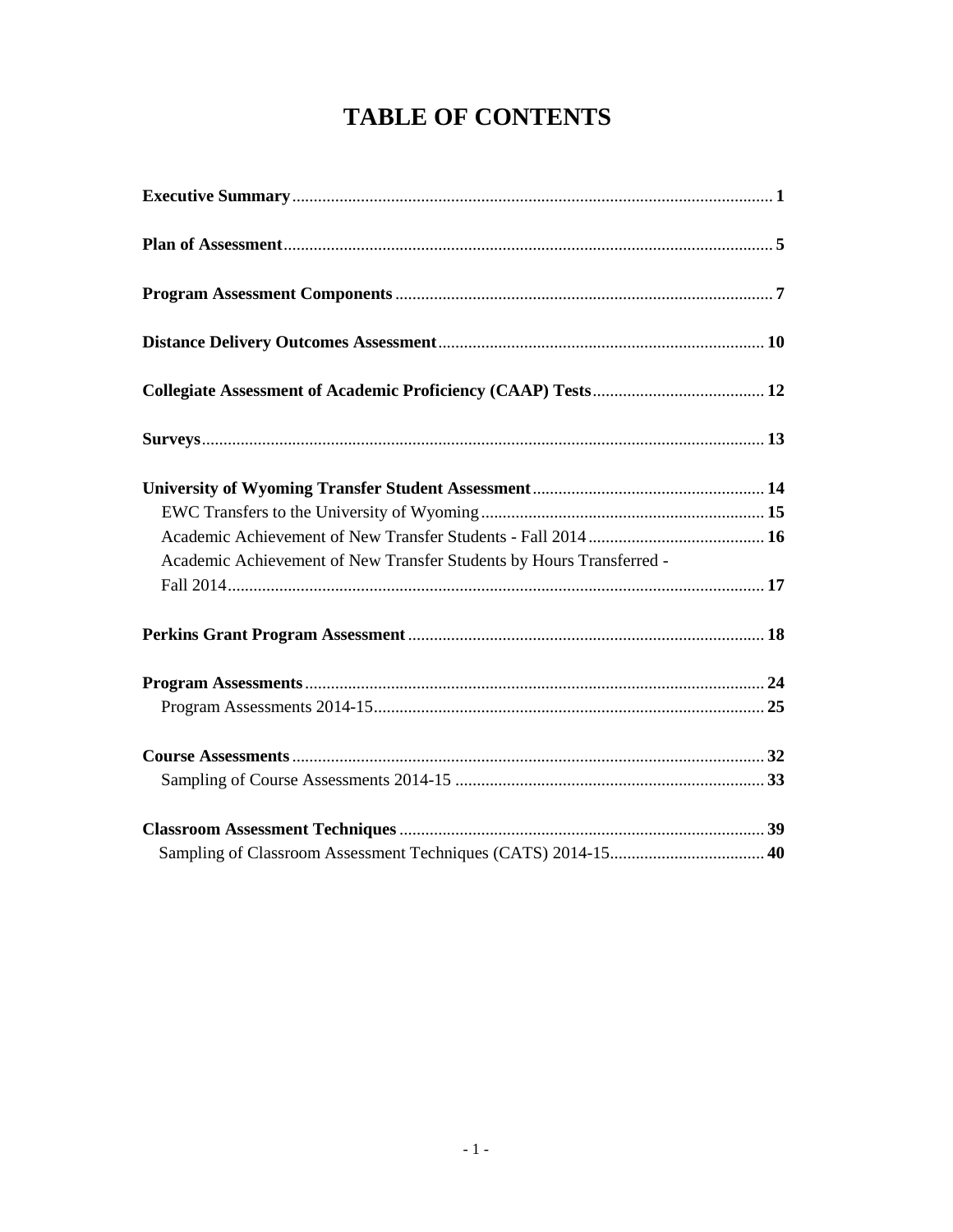# TABLE OF CONTENTS

**Executive Summary** .......... **1**

**Plan of Assessment** .......... **5**

**Program Assessment Components** .......... **7**

**Distance Delivery Outcomes Assessment** .......... **10**

**Collegiate Assessment of Academic Proficiency (CAAP) Tests** .......... **12**

**Surveys** .......... **13**

**University of Wyoming Transfer Student Assessment** .......... **14**
- EWC Transfers to the University of Wyoming .......... **15**
- Academic Achievement of New Transfer Students - Fall 2014 .......... **16**
- Academic Achievement of New Transfer Students by Hours Transferred - Fall 2014 .......... **17**

**Perkins Grant Program Assessment** .......... **18**

**Program Assessments** .......... **24**
- Program Assessments 2014-15 .......... **25**

**Course Assessments** .......... **32**
- Sampling of Course Assessments 2014-15 .......... **33**

**Classroom Assessment Techniques** .......... **39**
- Sampling of Classroom Assessment Techniques (CATS) 2014-15 .......... **40**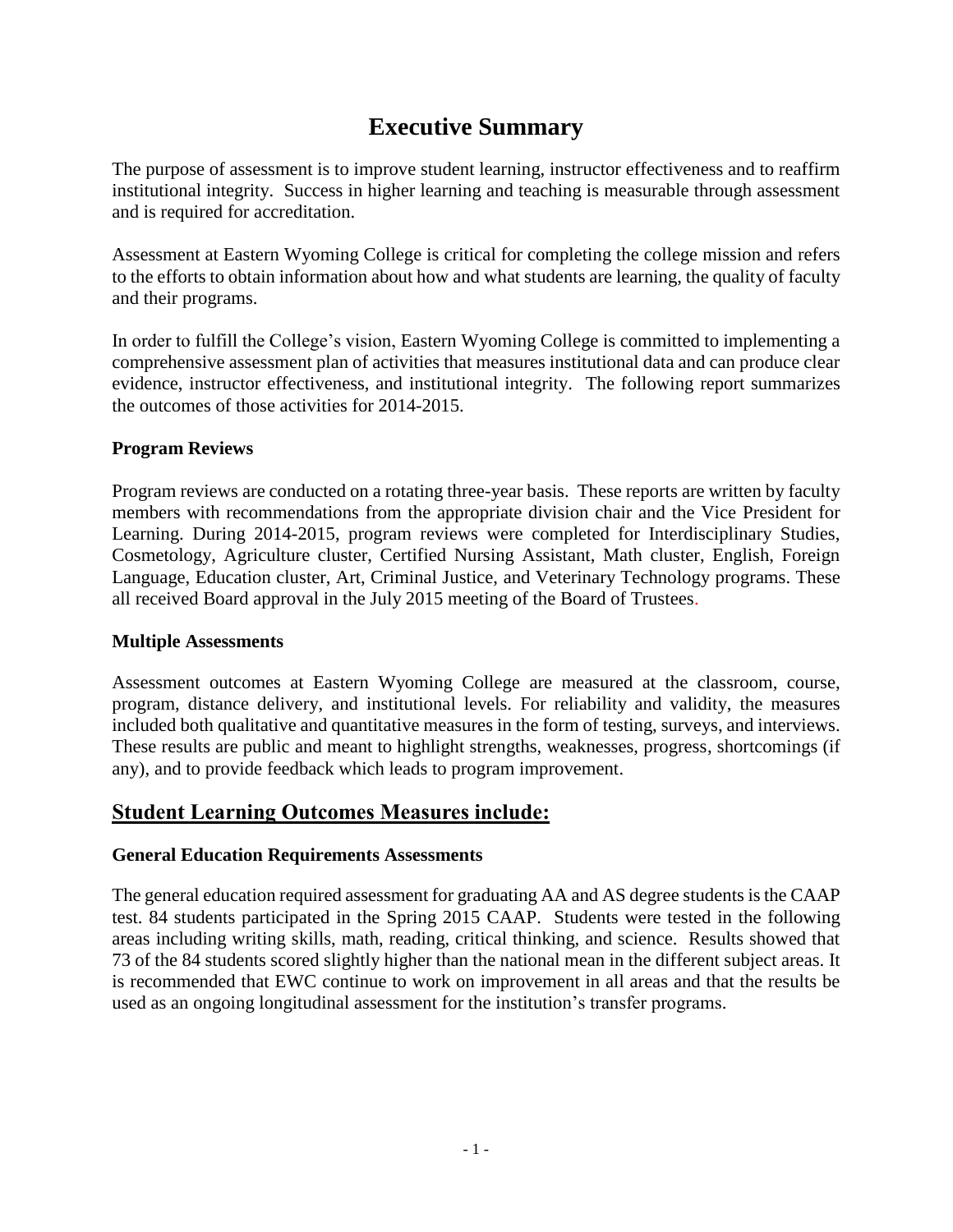# Executive Summary

The purpose of assessment is to improve student learning, instructor effectiveness and to reaffirm institutional integrity. Success in higher learning and teaching is measurable through assessment and is required for accreditation.

Assessment at Eastern Wyoming College is critical for completing the college mission and refers to the efforts to obtain information about how and what students are learning, the quality of faculty and their programs.

In order to fulfill the College's vision, Eastern Wyoming College is committed to implementing a comprehensive assessment plan of activities that measures institutional data and can produce clear evidence, instructor effectiveness, and institutional integrity. The following report summarizes the outcomes of those activities for 2014-2015.

### Program Reviews

Program reviews are conducted on a rotating three-year basis. These reports are written by faculty members with recommendations from the appropriate division chair and the Vice President for Learning. During 2014-2015, program reviews were completed for Interdisciplinary Studies, Cosmetology, Agriculture cluster, Certified Nursing Assistant, Math cluster, English, Foreign Language, Education cluster, Art, Criminal Justice, and Veterinary Technology programs. These all received Board approval in the July 2015 meeting of the Board of Trustees.

### Multiple Assessments

Assessment outcomes at Eastern Wyoming College are measured at the classroom, course, program, distance delivery, and institutional levels. For reliability and validity, the measures included both qualitative and quantitative measures in the form of testing, surveys, and interviews. These results are public and meant to highlight strengths, weaknesses, progress, shortcomings (if any), and to provide feedback which leads to program improvement.

## Student Learning Outcomes Measures include:

### General Education Requirements Assessments

The general education required assessment for graduating AA and AS degree students is the CAAP test. 84 students participated in the Spring 2015 CAAP. Students were tested in the following areas including writing skills, math, reading, critical thinking, and science. Results showed that 73 of the 84 students scored slightly higher than the national mean in the different subject areas. It is recommended that EWC continue to work on improvement in all areas and that the results be used as an ongoing longitudinal assessment for the institution's transfer programs.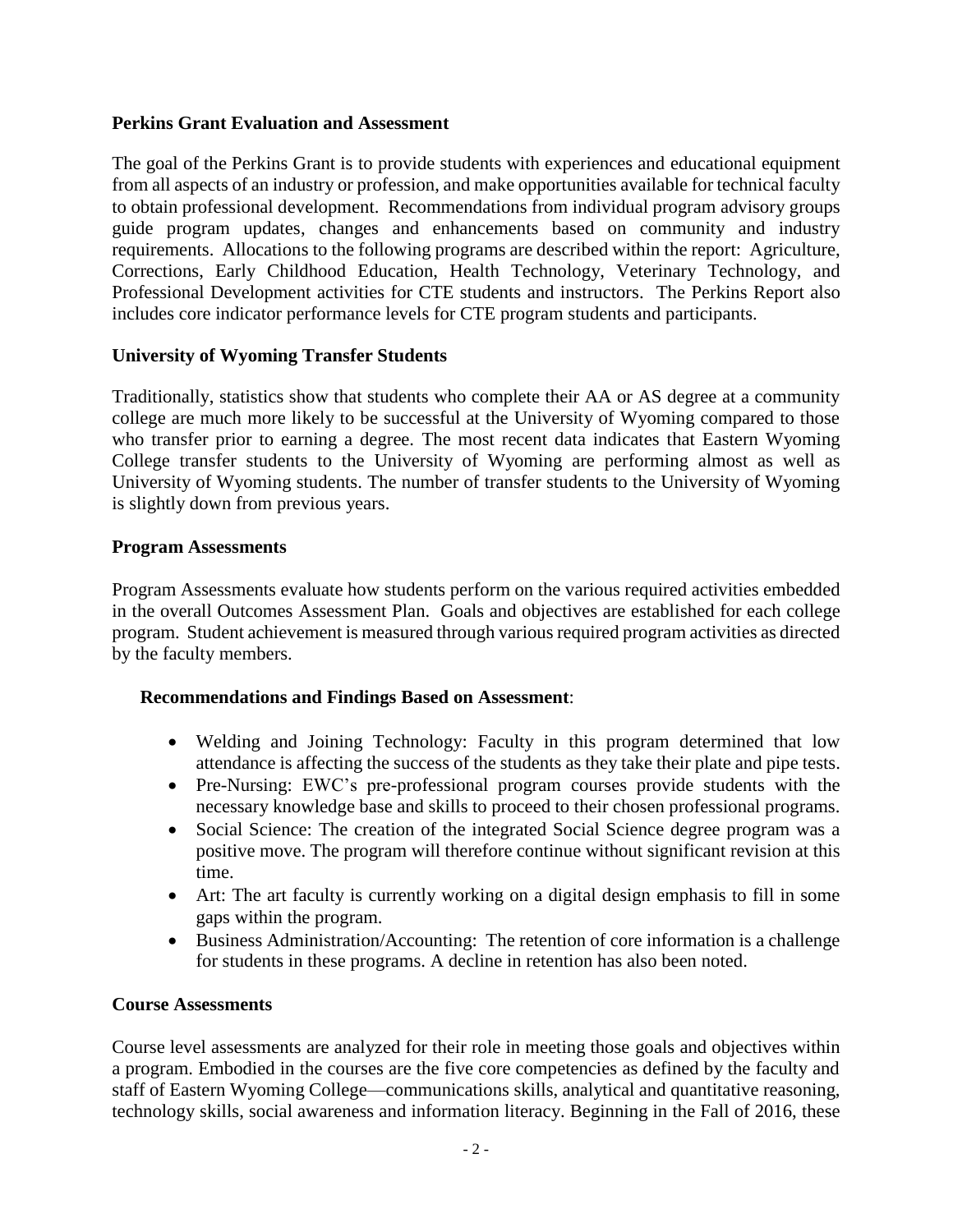**Perkins Grant Evaluation and Assessment**

The goal of the Perkins Grant is to provide students with experiences and educational equipment from all aspects of an industry or profession, and make opportunities available for technical faculty to obtain professional development. Recommendations from individual program advisory groups guide program updates, changes and enhancements based on community and industry requirements. Allocations to the following programs are described within the report: Agriculture, Corrections, Early Childhood Education, Health Technology, Veterinary Technology, and Professional Development activities for CTE students and instructors. The Perkins Report also includes core indicator performance levels for CTE program students and participants.

**University of Wyoming Transfer Students**

Traditionally, statistics show that students who complete their AA or AS degree at a community college are much more likely to be successful at the University of Wyoming compared to those who transfer prior to earning a degree. The most recent data indicates that Eastern Wyoming College transfer students to the University of Wyoming are performing almost as well as University of Wyoming students. The number of transfer students to the University of Wyoming is slightly down from previous years.

**Program Assessments**

Program Assessments evaluate how students perform on the various required activities embedded in the overall Outcomes Assessment Plan. Goals and objectives are established for each college program. Student achievement is measured through various required program activities as directed by the faculty members.

**Recommendations and Findings Based on Assessment**:

- Welding and Joining Technology: Faculty in this program determined that low attendance is affecting the success of the students as they take their plate and pipe tests.
- Pre-Nursing: EWC's pre-professional program courses provide students with the necessary knowledge base and skills to proceed to their chosen professional programs.
- Social Science: The creation of the integrated Social Science degree program was a positive move. The program will therefore continue without significant revision at this time.
- Art: The art faculty is currently working on a digital design emphasis to fill in some gaps within the program.
- Business Administration/Accounting: The retention of core information is a challenge for students in these programs. A decline in retention has also been noted.

**Course Assessments**

Course level assessments are analyzed for their role in meeting those goals and objectives within a program. Embodied in the courses are the five core competencies as defined by the faculty and staff of Eastern Wyoming College—communications skills, analytical and quantitative reasoning, technology skills, social awareness and information literacy. Beginning in the Fall of 2016, these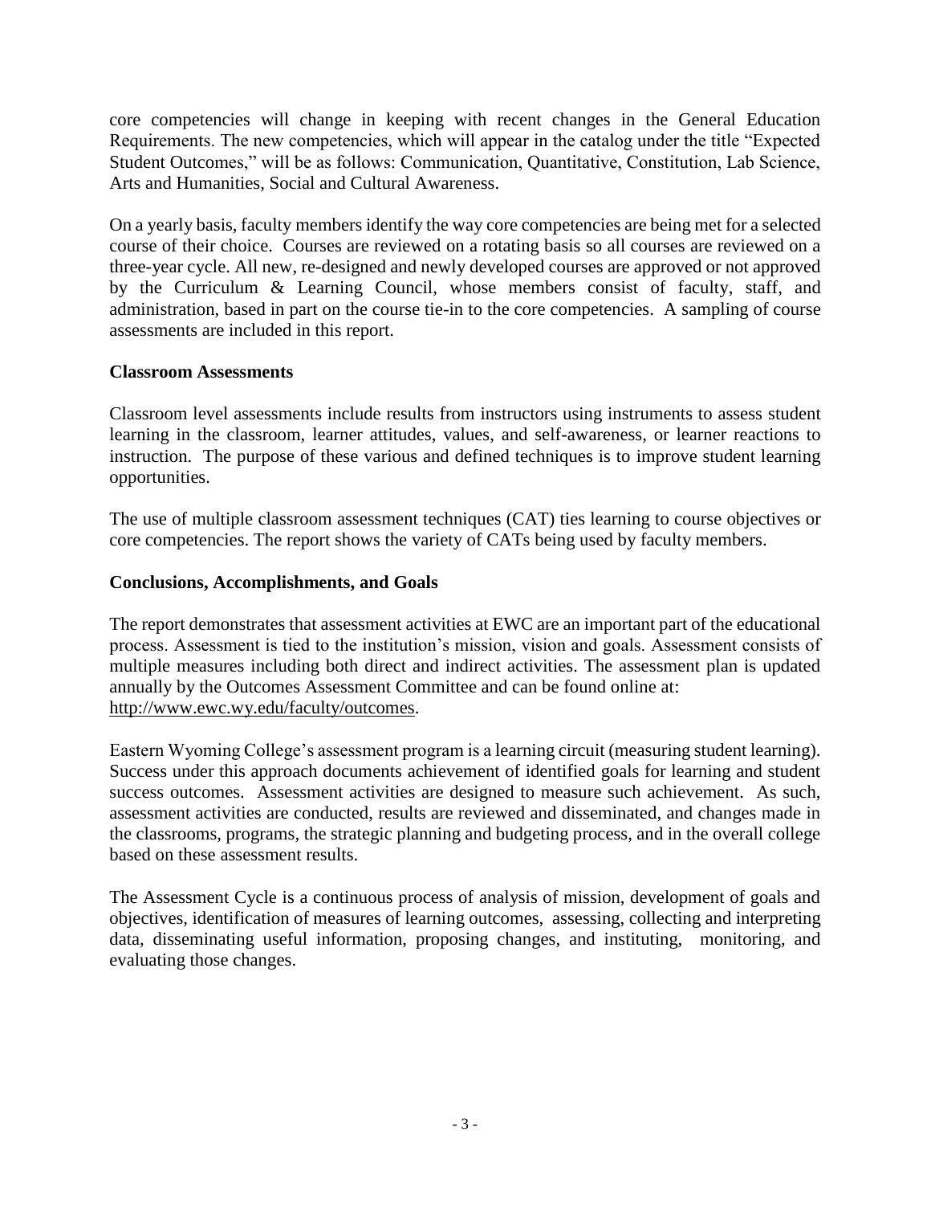core competencies will change in keeping with recent changes in the General Education Requirements. The new competencies, which will appear in the catalog under the title "Expected Student Outcomes," will be as follows: Communication, Quantitative, Constitution, Lab Science, Arts and Humanities, Social and Cultural Awareness.

On a yearly basis, faculty members identify the way core competencies are being met for a selected course of their choice. Courses are reviewed on a rotating basis so all courses are reviewed on a three-year cycle. All new, re-designed and newly developed courses are approved or not approved by the Curriculum & Learning Council, whose members consist of faculty, staff, and administration, based in part on the course tie-in to the core competencies. A sampling of course assessments are included in this report.

**Classroom Assessments**

Classroom level assessments include results from instructors using instruments to assess student learning in the classroom, learner attitudes, values, and self-awareness, or learner reactions to instruction. The purpose of these various and defined techniques is to improve student learning opportunities.

The use of multiple classroom assessment techniques (CAT) ties learning to course objectives or core competencies. The report shows the variety of CATs being used by faculty members.

**Conclusions, Accomplishments, and Goals**

The report demonstrates that assessment activities at EWC are an important part of the educational process. Assessment is tied to the institution's mission, vision and goals. Assessment consists of multiple measures including both direct and indirect activities. The assessment plan is updated annually by the Outcomes Assessment Committee and can be found online at: http://www.ewc.wy.edu/faculty/outcomes.

Eastern Wyoming College's assessment program is a learning circuit (measuring student learning). Success under this approach documents achievement of identified goals for learning and student success outcomes. Assessment activities are designed to measure such achievement. As such, assessment activities are conducted, results are reviewed and disseminated, and changes made in the classrooms, programs, the strategic planning and budgeting process, and in the overall college based on these assessment results.

The Assessment Cycle is a continuous process of analysis of mission, development of goals and objectives, identification of measures of learning outcomes, assessing, collecting and interpreting data, disseminating useful information, proposing changes, and instituting, monitoring, and evaluating those changes.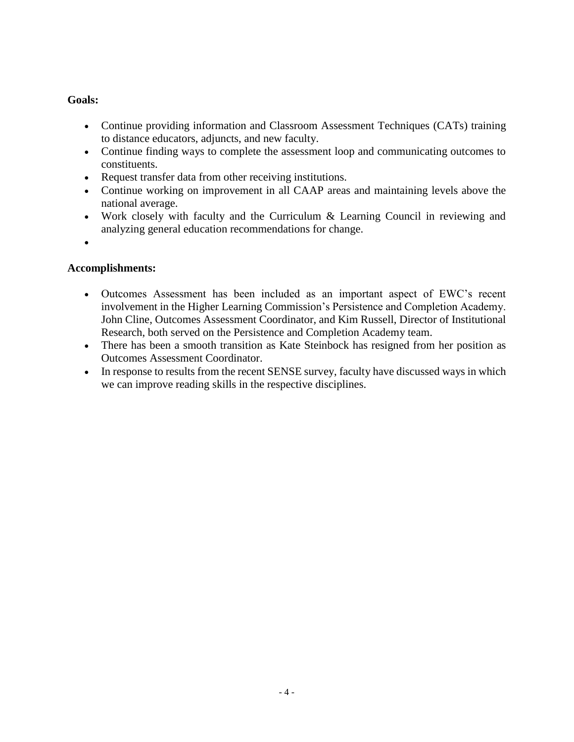**Goals:**

- Continue providing information and Classroom Assessment Techniques (CATs) training to distance educators, adjuncts, and new faculty.
- Continue finding ways to complete the assessment loop and communicating outcomes to constituents.
- Request transfer data from other receiving institutions.
- Continue working on improvement in all CAAP areas and maintaining levels above the national average.
- Work closely with faculty and the Curriculum & Learning Council in reviewing and analyzing general education recommendations for change.

**Accomplishments:**

- Outcomes Assessment has been included as an important aspect of EWC's recent involvement in the Higher Learning Commission's Persistence and Completion Academy. John Cline, Outcomes Assessment Coordinator, and Kim Russell, Director of Institutional Research, both served on the Persistence and Completion Academy team.
- There has been a smooth transition as Kate Steinbock has resigned from her position as Outcomes Assessment Coordinator.
- In response to results from the recent SENSE survey, faculty have discussed ways in which we can improve reading skills in the respective disciplines.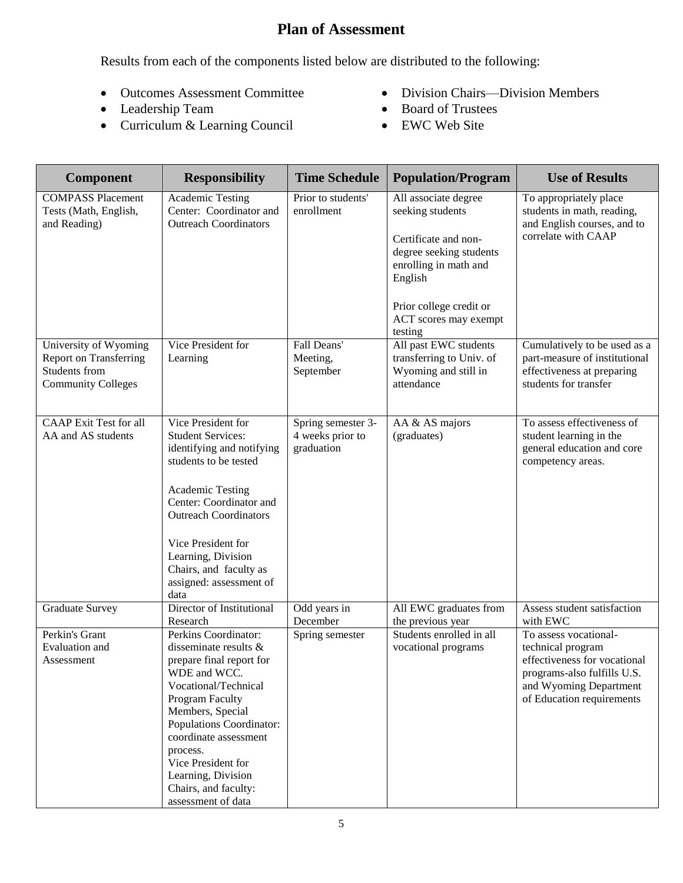# Plan of Assessment

Results from each of the components listed below are distributed to the following:

- Outcomes Assessment Committee
- Leadership Team
- Curriculum & Learning Council
- Division Chairs—Division Members
- Board of Trustees
- EWC Web Site

| Component | Responsibility | Time Schedule | Population/Program | Use of Results |
|---|---|---|---|---|
| COMPASS Placement Tests (Math, English, and Reading) | Academic Testing Center: Coordinator and Outreach Coordinators | Prior to students' enrollment | All associate degree seeking students<br><br>Certificate and non-degree seeking students enrolling in math and English<br><br>Prior college credit or ACT scores may exempt testing | To appropriately place students in math, reading, and English courses, and to correlate with CAAP |
| University of Wyoming Report on Transferring Students from Community Colleges | Vice President for Learning | Fall Deans' Meeting, September | All past EWC students transferring to Univ. of Wyoming and still in attendance | Cumulatively to be used as a part-measure of institutional effectiveness at preparing students for transfer |
| CAAP Exit Test for all AA and AS students | Vice President for Student Services: identifying and notifying students to be tested<br><br>Academic Testing Center: Coordinator and Outreach Coordinators<br><br>Vice President for Learning, Division Chairs, and faculty as assigned: assessment of data | Spring semester 3-4 weeks prior to graduation | AA & AS majors (graduates) | To assess effectiveness of student learning in the general education and core competency areas. |
| Graduate Survey | Director of Institutional Research | Odd years in December | All EWC graduates from the previous year | Assess student satisfaction with EWC |
| Perkin's Grant Evaluation and Assessment | Perkins Coordinator: disseminate results & prepare final report for WDE and WCC. Vocational/Technical Program Faculty Members, Special Populations Coordinator: coordinate assessment process. Vice President for Learning, Division Chairs, and faculty: assessment of data | Spring semester | Students enrolled in all vocational programs | To assess vocational-technical program effectiveness for vocational programs-also fulfills U.S. and Wyoming Department of Education requirements |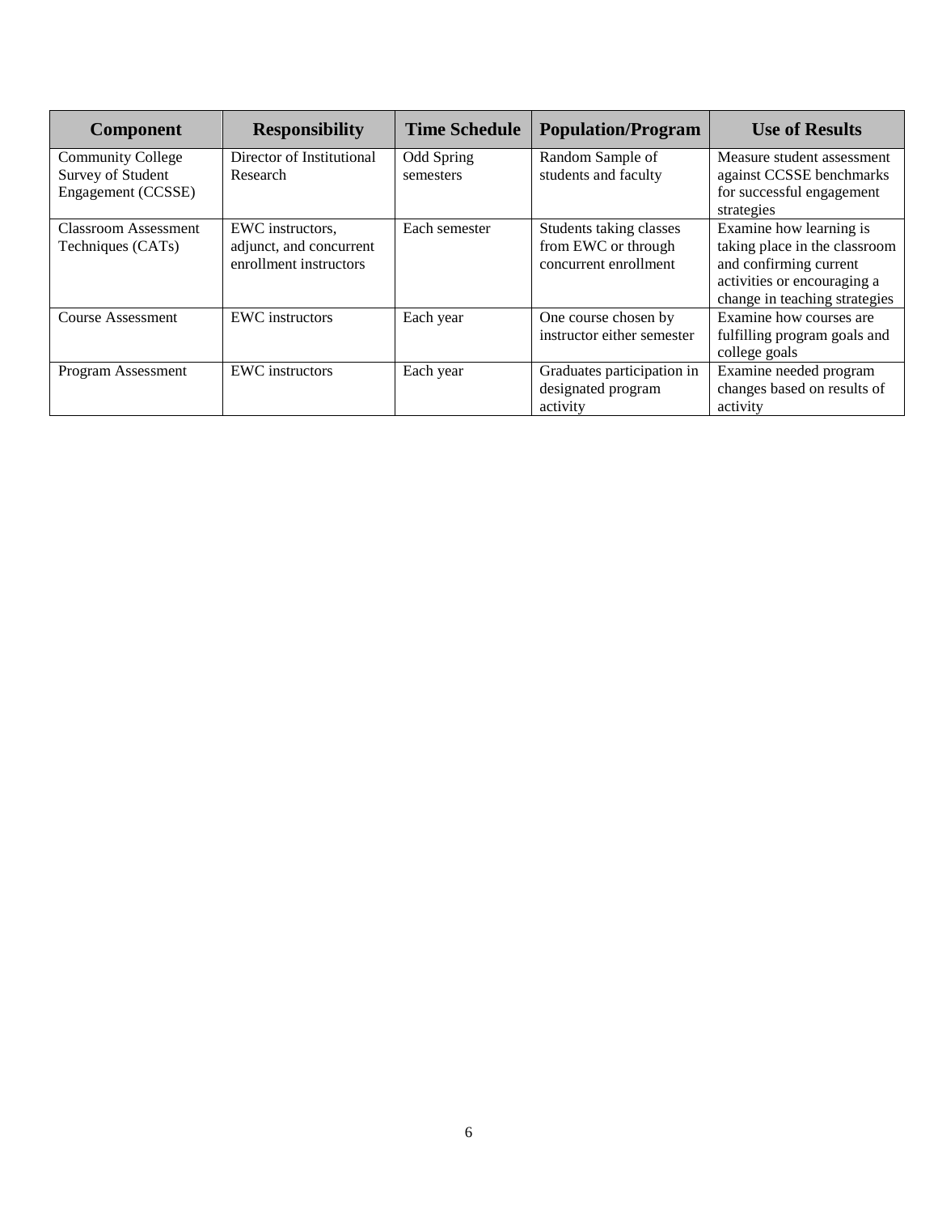| Component | Responsibility | Time Schedule | Population/Program | Use of Results |
|---|---|---|---|---|
| Community College Survey of Student Engagement (CCSSE) | Director of Institutional Research | Odd Spring semesters | Random Sample of students and faculty | Measure student assessment against CCSSE benchmarks for successful engagement strategies |
| Classroom Assessment Techniques (CATs) | EWC instructors, adjunct, and concurrent enrollment instructors | Each semester | Students taking classes from EWC or through concurrent enrollment | Examine how learning is taking place in the classroom and confirming current activities or encouraging a change in teaching strategies |
| Course Assessment | EWC instructors | Each year | One course chosen by instructor either semester | Examine how courses are fulfilling program goals and college goals |
| Program Assessment | EWC instructors | Each year | Graduates participation in designated program activity | Examine needed program changes based on results of activity |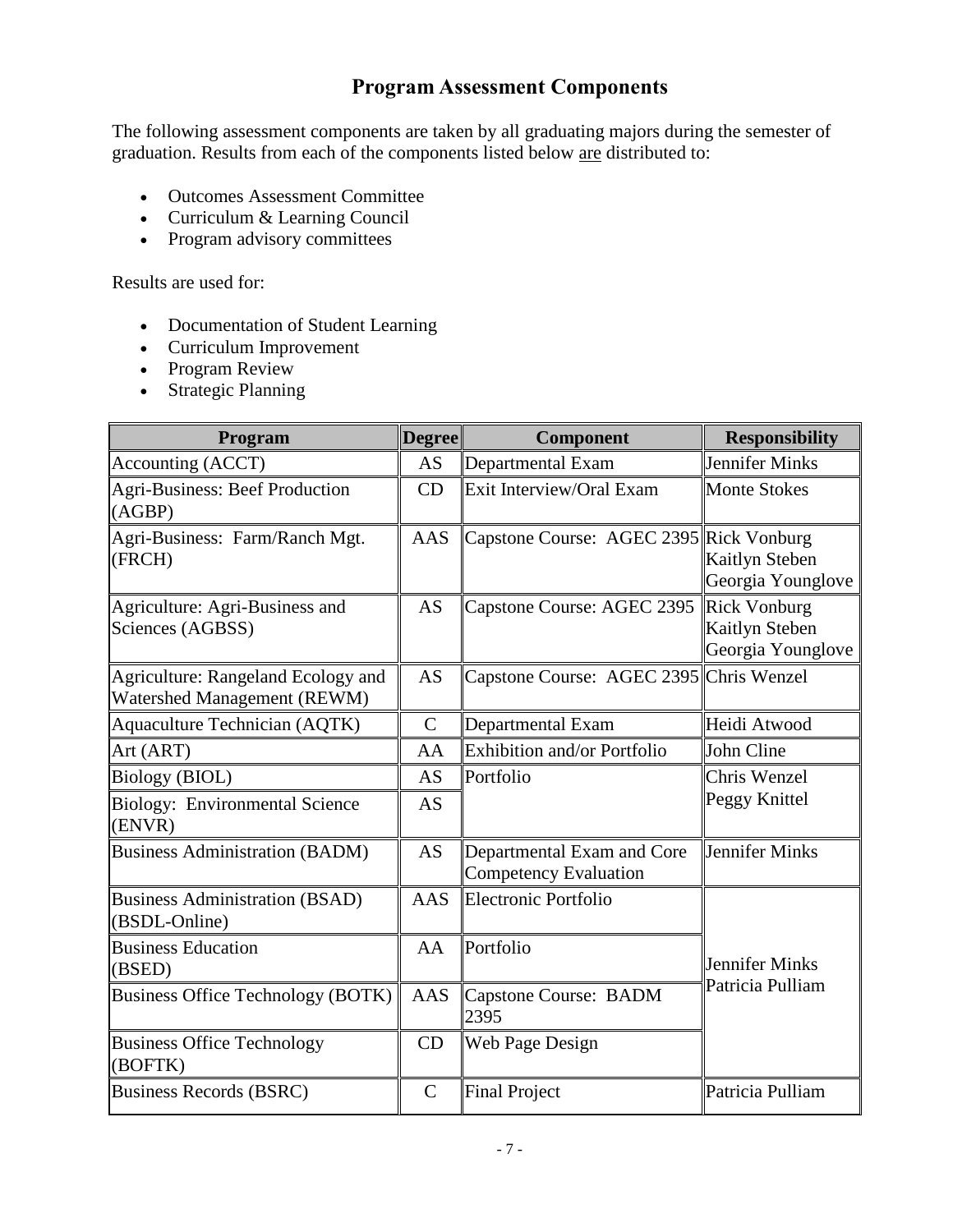## Program Assessment Components

The following assessment components are taken by all graduating majors during the semester of graduation. Results from each of the components listed below are distributed to:

- Outcomes Assessment Committee
- Curriculum & Learning Council
- Program advisory committees

Results are used for:

- Documentation of Student Learning
- Curriculum Improvement
- Program Review
- Strategic Planning

| Program | Degree | Component | Responsibility |
|---|---|---|---|
| Accounting (ACCT) | AS | Departmental Exam | Jennifer Minks |
| Agri-Business: Beef Production (AGBP) | CD | Exit Interview/Oral Exam | Monte Stokes |
| Agri-Business: Farm/Ranch Mgt. (FRCH) | AAS | Capstone Course: AGEC 2395 | Rick Vonburg<br>Kaitlyn Steben<br>Georgia Younglove |
| Agriculture: Agri-Business and Sciences (AGBSS) | AS | Capstone Course: AGEC 2395 | Rick Vonburg<br>Kaitlyn Steben<br>Georgia Younglove |
| Agriculture: Rangeland Ecology and Watershed Management (REWM) | AS | Capstone Course: AGEC 2395 | Chris Wenzel |
| Aquaculture Technician (AQTK) | C | Departmental Exam | Heidi Atwood |
| Art (ART) | AA | Exhibition and/or Portfolio | John Cline |
| Biology (BIOL) | AS | Portfolio | Chris Wenzel<br>Peggy Knittel |
| Biology: Environmental Science (ENVR) | AS | | |
| Business Administration (BADM) | AS | Departmental Exam and Core Competency Evaluation | Jennifer Minks |
| Business Administration (BSAD) (BSDL-Online) | AAS | Electronic Portfolio | Jennifer Minks<br>Patricia Pulliam |
| Business Education (BSED) | AA | Portfolio | |
| Business Office Technology (BOTK) | AAS | Capstone Course: BADM 2395 | |
| Business Office Technology (BOFTK) | CD | Web Page Design | |
| Business Records (BSRC) | C | Final Project | Patricia Pulliam |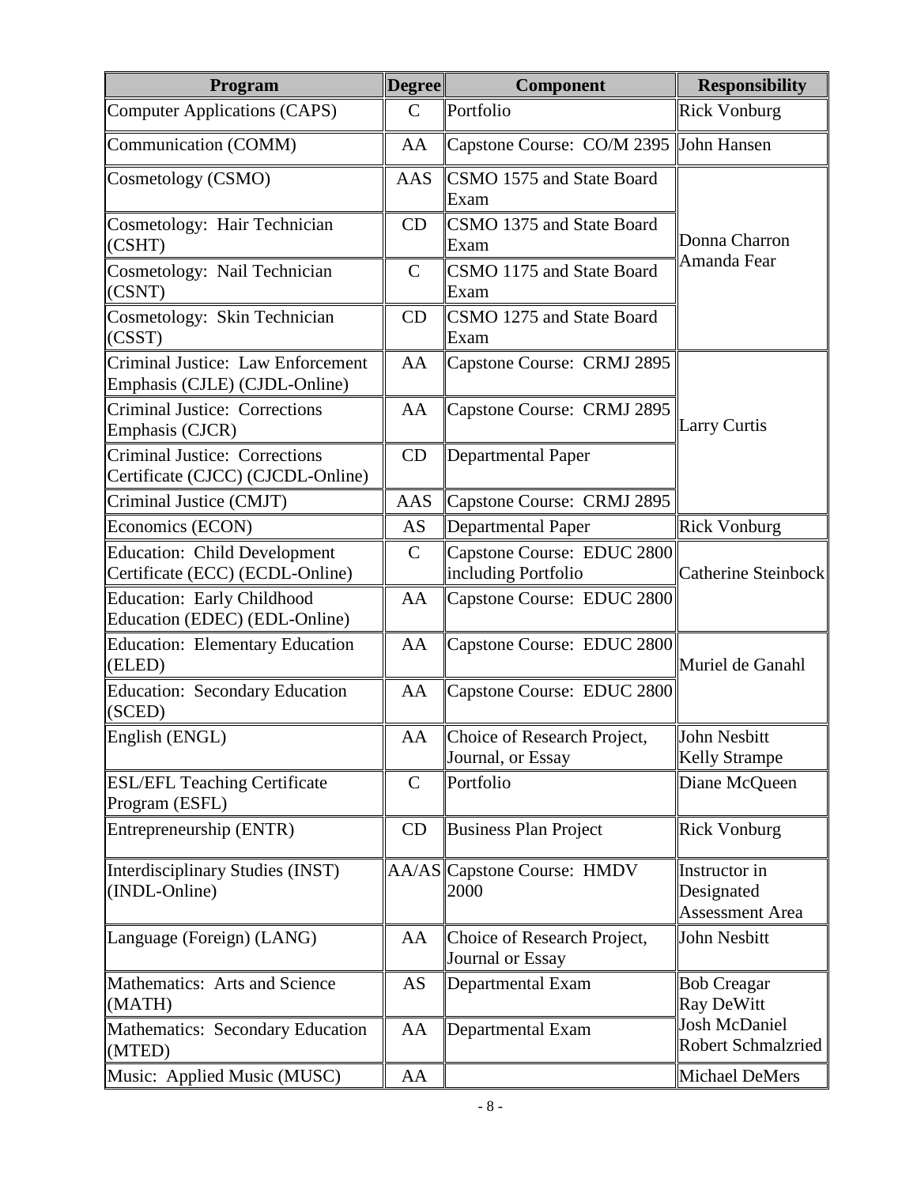| Program | Degree | Component | Responsibility |
|---|---|---|---|
| Computer Applications (CAPS) | C | Portfolio | Rick Vonburg |
| Communication (COMM) | AA | Capstone Course: CO/M 2395 | John Hansen |
| Cosmetology (CSMO) | AAS | CSMO 1575 and State Board Exam | Donna Charron Amanda Fear |
| Cosmetology: Hair Technician (CSHT) | CD | CSMO 1375 and State Board Exam | |
| Cosmetology: Nail Technician (CSNT) | C | CSMO 1175 and State Board Exam | |
| Cosmetology: Skin Technician (CSST) | CD | CSMO 1275 and State Board Exam | |
| Criminal Justice: Law Enforcement Emphasis (CJLE) (CJDL-Online) | AA | Capstone Course: CRMJ 2895 | Larry Curtis |
| Criminal Justice: Corrections Emphasis (CJCR) | AA | Capstone Course: CRMJ 2895 | |
| Criminal Justice: Corrections Certificate (CJCC) (CJCDL-Online) | CD | Departmental Paper | |
| Criminal Justice (CMJT) | AAS | Capstone Course: CRMJ 2895 | |
| Economics (ECON) | AS | Departmental Paper | Rick Vonburg |
| Education: Child Development Certificate (ECC) (ECDL-Online) | C | Capstone Course: EDUC 2800 including Portfolio | Catherine Steinbock |
| Education: Early Childhood Education (EDEC) (EDL-Online) | AA | Capstone Course: EDUC 2800 | |
| Education: Elementary Education (ELED) | AA | Capstone Course: EDUC 2800 | Muriel de Ganahl |
| Education: Secondary Education (SCED) | AA | Capstone Course: EDUC 2800 | |
| English (ENGL) | AA | Choice of Research Project, Journal, or Essay | John Nesbitt Kelly Strampe |
| ESL/EFL Teaching Certificate Program (ESFL) | C | Portfolio | Diane McQueen |
| Entrepreneurship (ENTR) | CD | Business Plan Project | Rick Vonburg |
| Interdisciplinary Studies (INST) (INDL-Online) | AA/AS | Capstone Course: HMDV 2000 | Instructor in Designated Assessment Area |
| Language (Foreign) (LANG) | AA | Choice of Research Project, Journal or Essay | John Nesbitt |
| Mathematics: Arts and Science (MATH) | AS | Departmental Exam | Bob Creagar Ray DeWitt Josh McDaniel Robert Schmalzried |
| Mathematics: Secondary Education (MTED) | AA | Departmental Exam | |
| Music: Applied Music (MUSC) | AA | | Michael DeMers |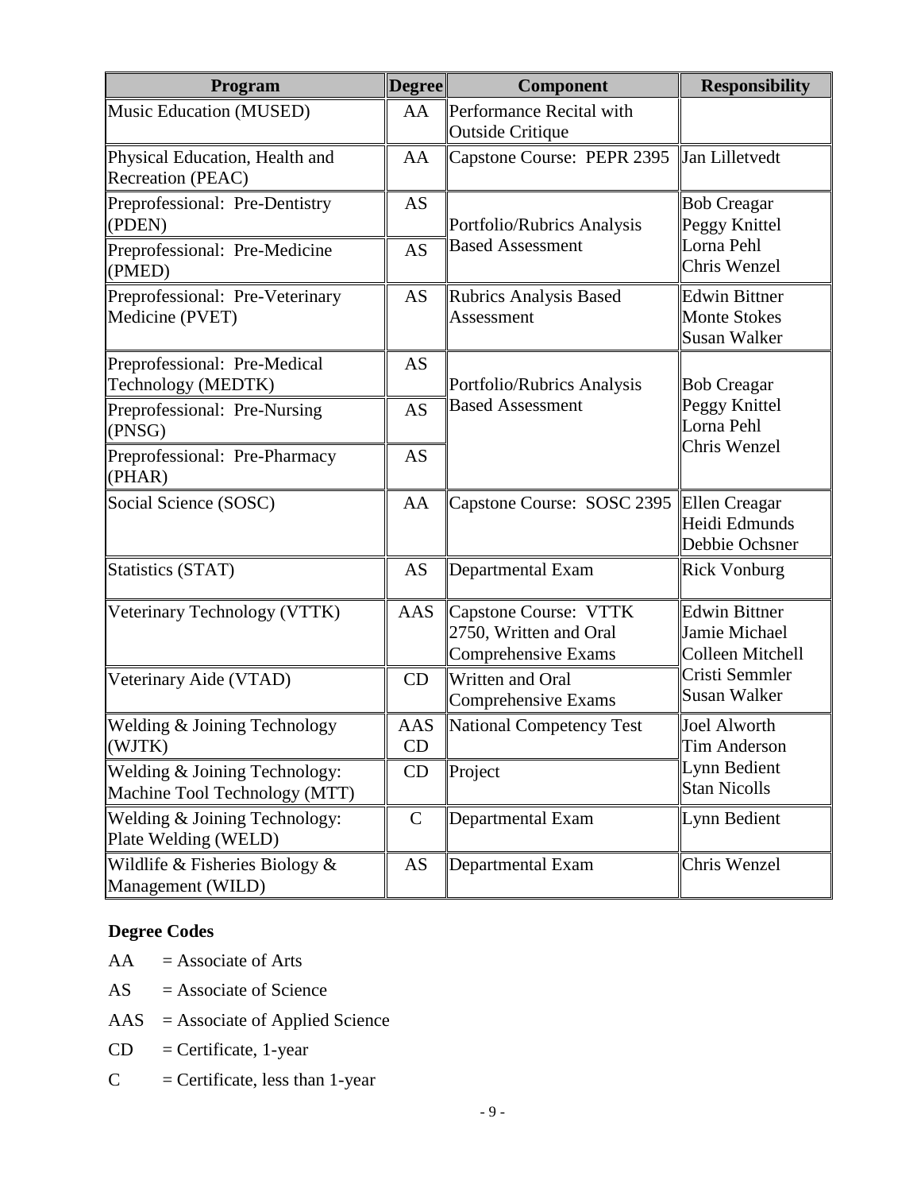| Program | Degree | Component | Responsibility |
|---|---|---|---|
| Music Education (MUSED) | AA | Performance Recital with Outside Critique | |
| Physical Education, Health and Recreation (PEAC) | AA | Capstone Course: PEPR 2395 | Jan Lilletvedt |
| Preprofessional: Pre-Dentistry (PDEN) | AS | Portfolio/Rubrics Analysis Based Assessment | Bob Creagar<br>Peggy Knittel<br>Lorna Pehl<br>Chris Wenzel |
| Preprofessional: Pre-Medicine (PMED) | AS | | |
| Preprofessional: Pre-Veterinary Medicine (PVET) | AS | Rubrics Analysis Based Assessment | Edwin Bittner<br>Monte Stokes<br>Susan Walker |
| Preprofessional: Pre-Medical Technology (MEDTK) | AS | Portfolio/Rubrics Analysis Based Assessment | Bob Creagar<br>Peggy Knittel<br>Lorna Pehl<br>Chris Wenzel |
| Preprofessional: Pre-Nursing (PNSG) | AS | | |
| Preprofessional: Pre-Pharmacy (PHAR) | AS | | |
| Social Science (SOSC) | AA | Capstone Course: SOSC 2395 | Ellen Creagar<br>Heidi Edmunds<br>Debbie Ochsner |
| Statistics (STAT) | AS | Departmental Exam | Rick Vonburg |
| Veterinary Technology (VTTK) | AAS | Capstone Course: VTTK 2750, Written and Oral Comprehensive Exams | Edwin Bittner<br>Jamie Michael<br>Colleen Mitchell<br>Cristi Semmler<br>Susan Walker |
| Veterinary Aide (VTAD) | CD | Written and Oral Comprehensive Exams | |
| Welding & Joining Technology (WJTK) | AAS<br>CD | National Competency Test | Joel Alworth<br>Tim Anderson<br>Lynn Bedient<br>Stan Nicolls |
| Welding & Joining Technology: Machine Tool Technology (MTT) | CD | Project | |
| Welding & Joining Technology: Plate Welding (WELD) | C | Departmental Exam | Lynn Bedient |
| Wildlife & Fisheries Biology & Management (WILD) | AS | Departmental Exam | Chris Wenzel |

**Degree Codes**

AA = Associate of Arts

AS = Associate of Science

AAS = Associate of Applied Science

CD = Certificate, 1-year

C = Certificate, less than 1-year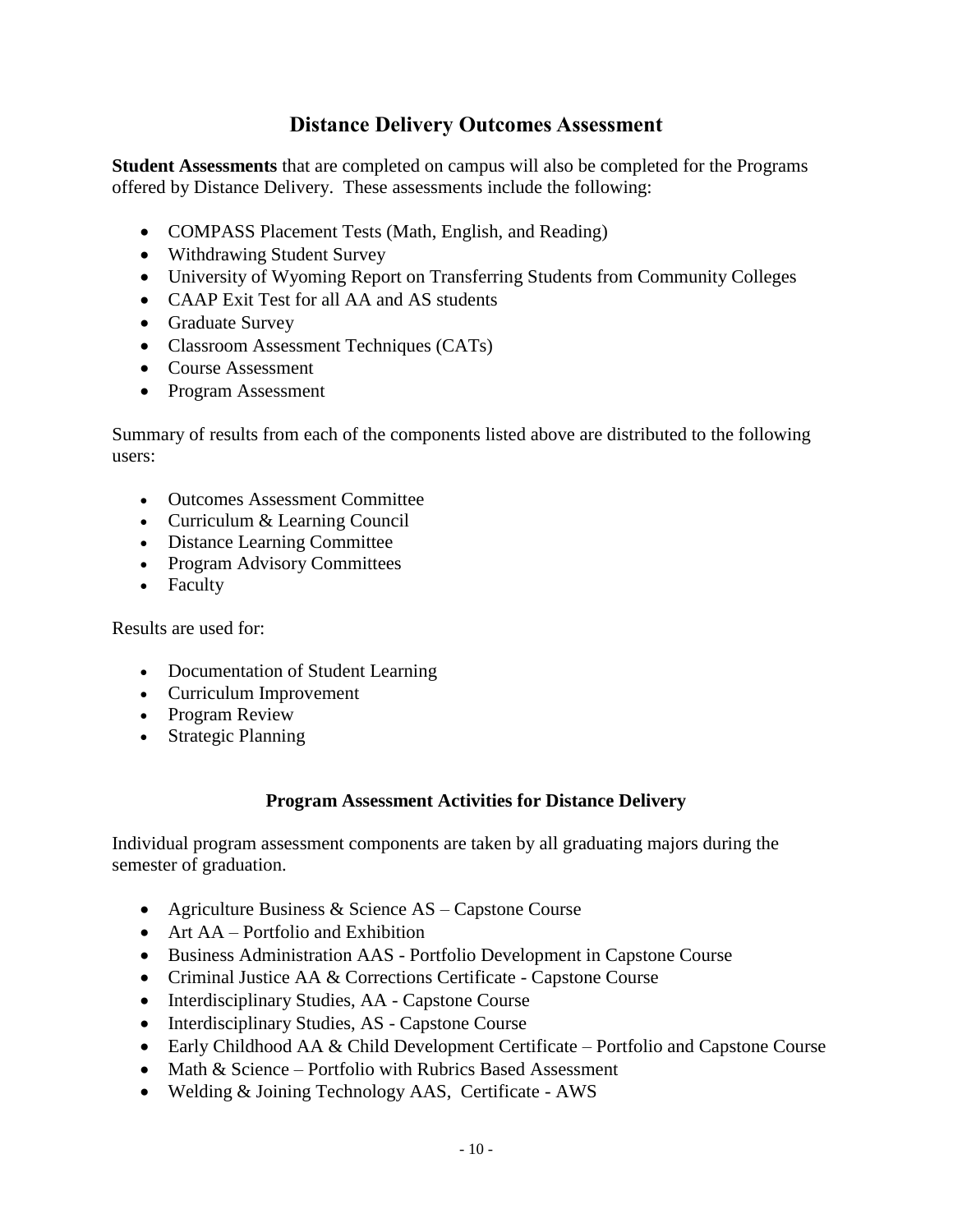# Distance Delivery Outcomes Assessment

**Student Assessments** that are completed on campus will also be completed for the Programs offered by Distance Delivery. These assessments include the following:

- COMPASS Placement Tests (Math, English, and Reading)
- Withdrawing Student Survey
- University of Wyoming Report on Transferring Students from Community Colleges
- CAAP Exit Test for all AA and AS students
- Graduate Survey
- Classroom Assessment Techniques (CATs)
- Course Assessment
- Program Assessment

Summary of results from each of the components listed above are distributed to the following users:

- Outcomes Assessment Committee
- Curriculum & Learning Council
- Distance Learning Committee
- Program Advisory Committees
- Faculty

Results are used for:

- Documentation of Student Learning
- Curriculum Improvement
- Program Review
- Strategic Planning

### Program Assessment Activities for Distance Delivery

Individual program assessment components are taken by all graduating majors during the semester of graduation.

- Agriculture Business & Science AS – Capstone Course
- Art AA – Portfolio and Exhibition
- Business Administration AAS - Portfolio Development in Capstone Course
- Criminal Justice AA & Corrections Certificate - Capstone Course
- Interdisciplinary Studies, AA - Capstone Course
- Interdisciplinary Studies, AS - Capstone Course
- Early Childhood AA & Child Development Certificate – Portfolio and Capstone Course
- Math & Science – Portfolio with Rubrics Based Assessment
- Welding & Joining Technology AAS, Certificate - AWS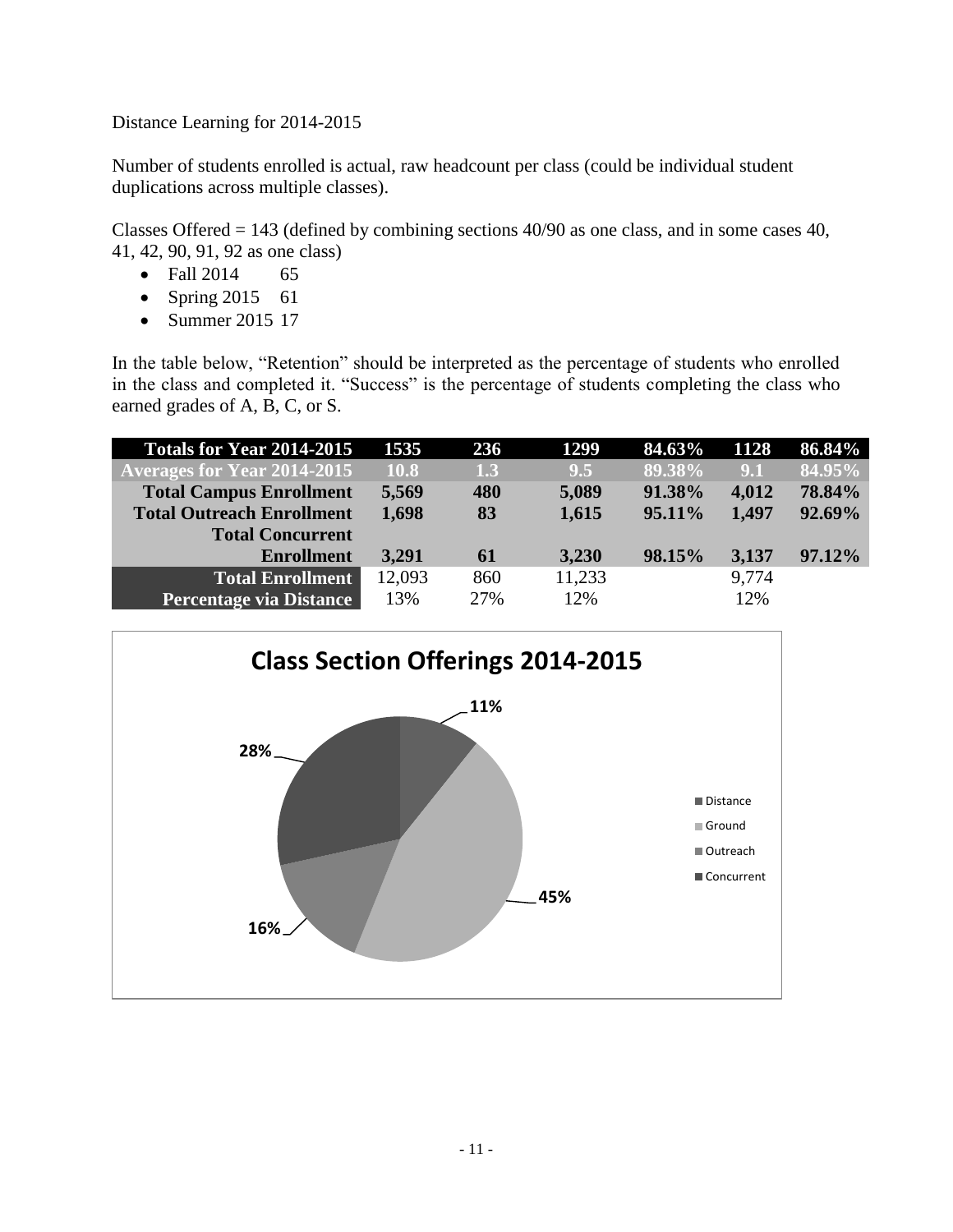Distance Learning for 2014-2015

Number of students enrolled is actual, raw headcount per class (could be individual student duplications across multiple classes).

Classes Offered = 143 (defined by combining sections 40/90 as one class, and in some cases 40, 41, 42, 90, 91, 92 as one class)

- Fall 2014 65
- Spring 2015 61
- Summer 2015 17

In the table below, "Retention" should be interpreted as the percentage of students who enrolled in the class and completed it. "Success" is the percentage of students completing the class who earned grades of A, B, C, or S.

| **Totals for Year 2014-2015** | **1535** | **236** | **1299** | **84.63%** | **1128** | **86.84%** |
|---|---|---|---|---|---|---|
| **Averages for Year 2014-2015** | **10.8** | **1.3** | **9.5** | **89.38%** | **9.1** | **84.95%** |
| **Total Campus Enrollment** | **5,569** | **480** | **5,089** | **91.38%** | **4,012** | **78.84%** |
| **Total Outreach Enrollment** | **1,698** | **83** | **1,615** | **95.11%** | **1,497** | **92.69%** |
| **Total Concurrent Enrollment** | **3,291** | **61** | **3,230** | **98.15%** | **3,137** | **97.12%** |
| **Total Enrollment** | 12,093 | 860 | 11,233 | | 9,774 | |
| **Percentage via Distance** | 13% | 27% | 12% | | 12% | |

**Class Section Offerings 2014-2015**

- Distance: 11%
- Ground: 45%
- Outreach: 16%
- Concurrent: 28%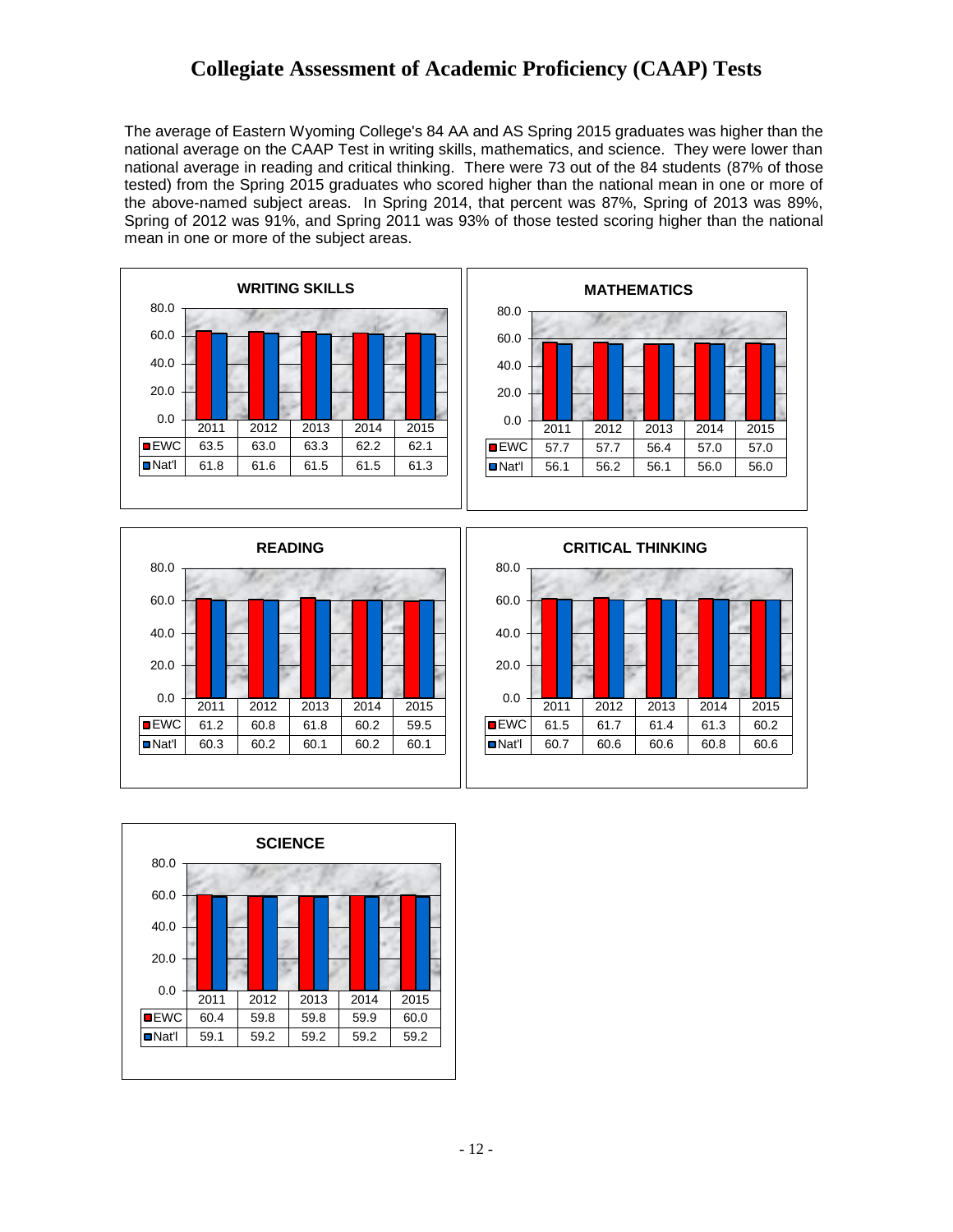# Collegiate Assessment of Academic Proficiency (CAAP) Tests

The average of Eastern Wyoming College's 84 AA and AS Spring 2015 graduates was higher than the national average on the CAAP Test in writing skills, mathematics, and science. They were lower than national average in reading and critical thinking. There were 73 out of the 84 students (87% of those tested) from the Spring 2015 graduates who scored higher than the national mean in one or more of the above-named subject areas. In Spring 2014, that percent was 87%, Spring of 2013 was 89%, Spring of 2012 was 91%, and Spring 2011 was 93% of those tested scoring higher than the national mean in one or more of the subject areas.

**WRITING SKILLS**

| | 2011 | 2012 | 2013 | 2014 | 2015 |
|---|---|---|---|---|---|
| EWC | 63.5 | 63.0 | 63.3 | 62.2 | 62.1 |
| Nat'l | 61.8 | 61.6 | 61.5 | 61.5 | 61.3 |

**MATHEMATICS**

| | 2011 | 2012 | 2013 | 2014 | 2015 |
|---|---|---|---|---|---|
| EWC | 57.7 | 57.7 | 56.4 | 57.0 | 57.0 |
| Nat'l | 56.1 | 56.2 | 56.1 | 56.0 | 56.0 |

**READING**

| | 2011 | 2012 | 2013 | 2014 | 2015 |
|---|---|---|---|---|---|
| EWC | 61.2 | 60.8 | 61.8 | 60.2 | 59.5 |
| Nat'l | 60.3 | 60.2 | 60.1 | 60.2 | 60.1 |

**CRITICAL THINKING**

| | 2011 | 2012 | 2013 | 2014 | 2015 |
|---|---|---|---|---|---|
| EWC | 61.5 | 61.7 | 61.4 | 61.3 | 60.2 |
| Nat'l | 60.7 | 60.6 | 60.6 | 60.8 | 60.6 |

**SCIENCE**

| | 2011 | 2012 | 2013 | 2014 | 2015 |
|---|---|---|---|---|---|
| EWC | 60.4 | 59.8 | 59.8 | 59.9 | 60.0 |
| Nat'l | 59.1 | 59.2 | 59.2 | 59.2 | 59.2 |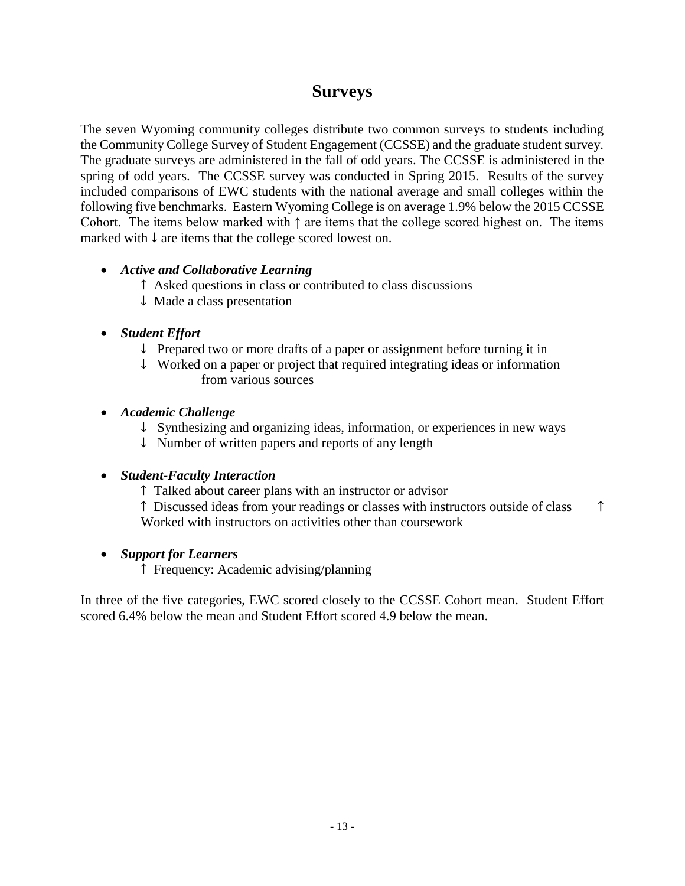# Surveys

The seven Wyoming community colleges distribute two common surveys to students including the Community College Survey of Student Engagement (CCSSE) and the graduate student survey. The graduate surveys are administered in the fall of odd years. The CCSSE is administered in the spring of odd years. The CCSSE survey was conducted in Spring 2015. Results of the survey included comparisons of EWC students with the national average and small colleges within the following five benchmarks. Eastern Wyoming College is on average 1.9% below the 2015 CCSSE Cohort. The items below marked with ↑ are items that the college scored highest on. The items marked with ↓ are items that the college scored lowest on.

- ***Active and Collaborative Learning***
  - ↑ Asked questions in class or contributed to class discussions
  - ↓ Made a class presentation
- ***Student Effort***
  - ↓ Prepared two or more drafts of a paper or assignment before turning it in
  - ↓ Worked on a paper or project that required integrating ideas or information from various sources
- ***Academic Challenge***
  - ↓ Synthesizing and organizing ideas, information, or experiences in new ways
  - ↓ Number of written papers and reports of any length
- ***Student-Faculty Interaction***
  - ↑ Talked about career plans with an instructor or advisor
  - ↑ Discussed ideas from your readings or classes with instructors outside of class
  - ↑ Worked with instructors on activities other than coursework
- ***Support for Learners***
  - ↑ Frequency: Academic advising/planning

In three of the five categories, EWC scored closely to the CCSSE Cohort mean. Student Effort scored 6.4% below the mean and Student Effort scored 4.9 below the mean.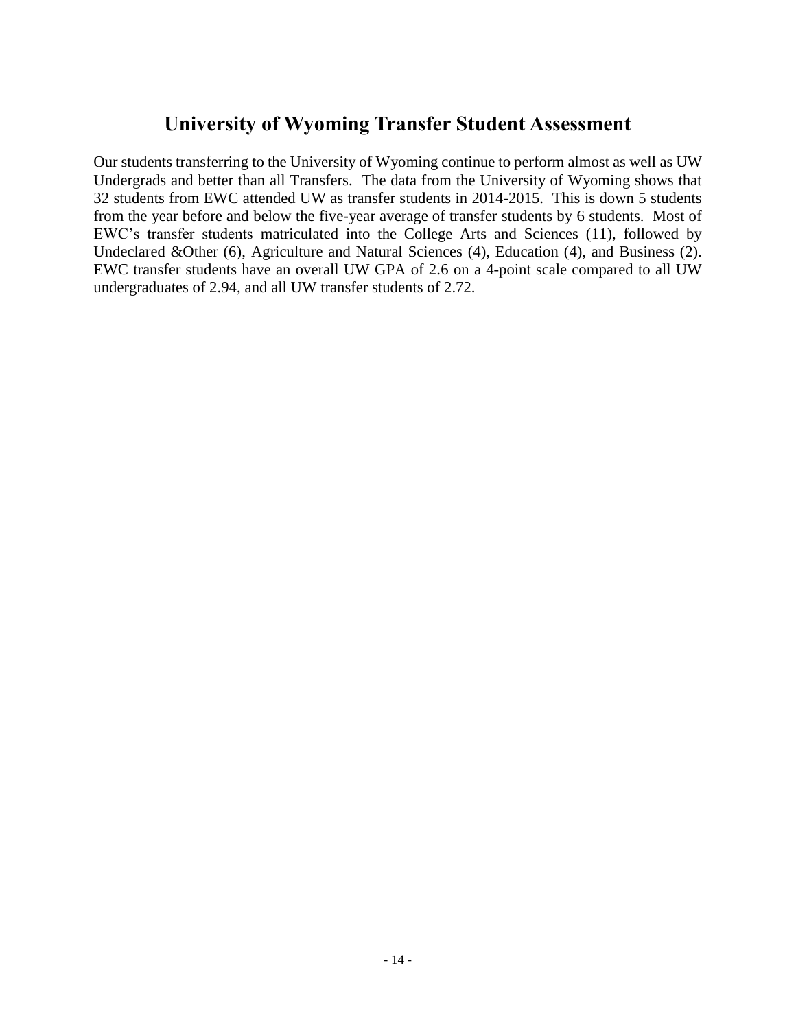# University of Wyoming Transfer Student Assessment

Our students transferring to the University of Wyoming continue to perform almost as well as UW Undergrads and better than all Transfers. The data from the University of Wyoming shows that 32 students from EWC attended UW as transfer students in 2014-2015. This is down 5 students from the year before and below the five-year average of transfer students by 6 students. Most of EWC's transfer students matriculated into the College Arts and Sciences (11), followed by Undeclared &Other (6), Agriculture and Natural Sciences (4), Education (4), and Business (2). EWC transfer students have an overall UW GPA of 2.6 on a 4-point scale compared to all UW undergraduates of 2.94, and all UW transfer students of 2.72.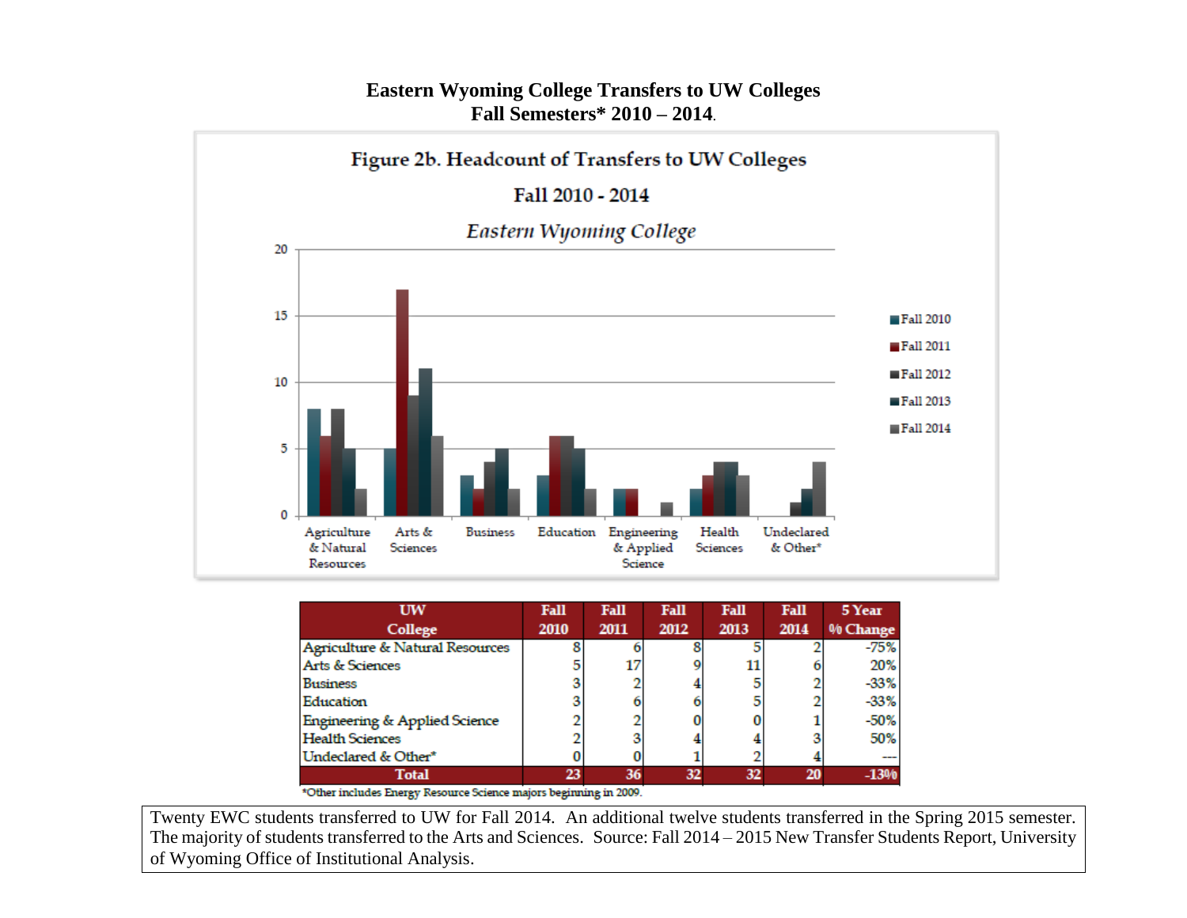# Eastern Wyoming College Transfers to UW Colleges
## Fall Semesters* 2010 – 2014.

Figure 2b. Headcount of Transfers to UW Colleges

Fall 2010 - 2014

*Eastern Wyoming College*

| UW College | Fall 2010 | Fall 2011 | Fall 2012 | Fall 2013 | Fall 2014 | 5 Year % Change |
|---|---|---|---|---|---|---|
| Agriculture & Natural Resources | 8 | 6 | 8 | 5 | 2 | -75% |
| Arts & Sciences | 5 | 17 | 9 | 11 | 6 | 20% |
| Business | 3 | 2 | 4 | 5 | 2 | -33% |
| Education | 3 | 6 | 6 | 5 | 2 | -33% |
| Engineering & Applied Science | 2 | 2 | 0 | 0 | 1 | -50% |
| Health Sciences | 2 | 3 | 4 | 4 | 3 | 50% |
| Undeclared & Other* | 0 | 0 | 1 | 2 | 4 | --- |
| **Total** | **23** | **36** | **32** | **32** | **20** | **-13%** |

*Other includes Energy Resource Science majors beginning in 2009.

Twenty EWC students transferred to UW for Fall 2014. An additional twelve students transferred in the Spring 2015 semester. The majority of students transferred to the Arts and Sciences. Source: Fall 2014 – 2015 New Transfer Students Report, University of Wyoming Office of Institutional Analysis.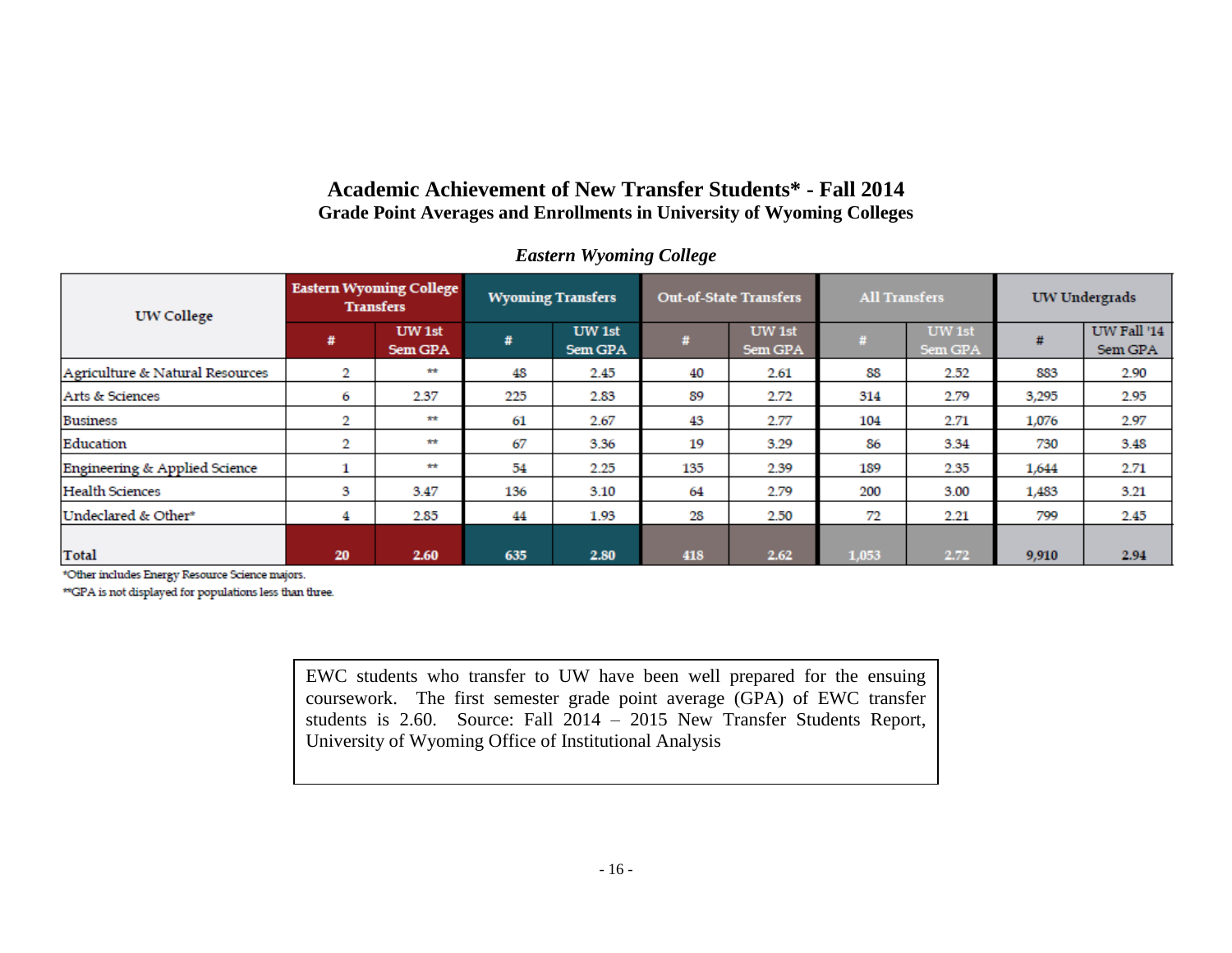# Academic Achievement of New Transfer Students* - Fall 2014

## Grade Point Averages and Enrollments in University of Wyoming Colleges

### *Eastern Wyoming College*

| UW College | Eastern Wyoming College Transfers | | Wyoming Transfers | | Out-of-State Transfers | | All Transfers | | UW Undergrads | |
|---|---|---|---|---|---|---|---|---|---|---|
| | # | UW 1st Sem GPA | # | UW 1st Sem GPA | # | UW 1st Sem GPA | # | UW 1st Sem GPA | # | UW Fall '14 Sem GPA |
| Agriculture & Natural Resources | 2 | ** | 48 | 2.45 | 40 | 2.61 | 88 | 2.52 | 883 | 2.90 |
| Arts & Sciences | 6 | 2.37 | 225 | 2.83 | 89 | 2.72 | 314 | 2.79 | 3,295 | 2.95 |
| Business | 2 | ** | 61 | 2.67 | 43 | 2.77 | 104 | 2.71 | 1,076 | 2.97 |
| Education | 2 | ** | 67 | 3.36 | 19 | 3.29 | 86 | 3.34 | 730 | 3.48 |
| Engineering & Applied Science | 1 | ** | 54 | 2.25 | 135 | 2.39 | 189 | 2.35 | 1,644 | 2.71 |
| Health Sciences | 3 | 3.47 | 136 | 3.10 | 64 | 2.79 | 200 | 3.00 | 1,483 | 3.21 |
| Undeclared & Other* | 4 | 2.85 | 44 | 1.93 | 28 | 2.50 | 72 | 2.21 | 799 | 2.45 |
| Total | 20 | 2.60 | 635 | 2.80 | 418 | 2.62 | 1,053 | 2.72 | 9,910 | 2.94 |

*Other includes Energy Resource Science majors.

**GPA is not displayed for populations less than three.

EWC students who transfer to UW have been well prepared for the ensuing coursework. The first semester grade point average (GPA) of EWC transfer students is 2.60. Source: Fall 2014 – 2015 New Transfer Students Report, University of Wyoming Office of Institutional Analysis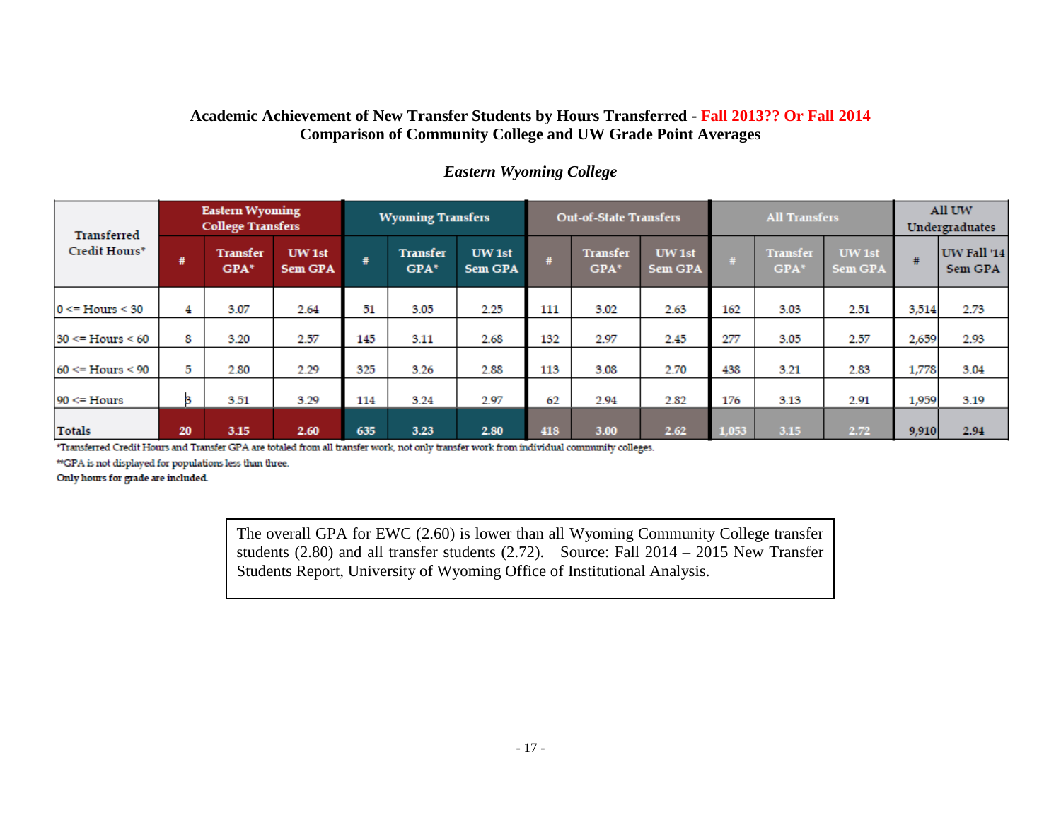**Academic Achievement of New Transfer Students by Hours Transferred - Fall 2013?? Or Fall 2014**
**Comparison of Community College and UW Grade Point Averages**

*Eastern Wyoming College*

| Transferred Credit Hours* | Eastern Wyoming College Transfers | | | Wyoming Transfers | | | Out-of-State Transfers | | | All Transfers | | | All UW Undergraduates | |
|---|---|---|---|---|---|---|---|---|---|---|---|---|---|---|
| | # | Transfer GPA* | UW 1st Sem GPA | # | Transfer GPA* | UW 1st Sem GPA | # | Transfer GPA* | UW 1st Sem GPA | # | Transfer GPA* | UW 1st Sem GPA | # | UW Fall '14 Sem GPA |
| 0 <= Hours < 30 | 4 | 3.07 | 2.64 | 51 | 3.05 | 2.25 | 111 | 3.02 | 2.63 | 162 | 3.03 | 2.51 | 3,514 | 2.73 |
| 30 <= Hours < 60 | 8 | 3.20 | 2.57 | 145 | 3.11 | 2.68 | 132 | 2.97 | 2.45 | 277 | 3.05 | 2.57 | 2,659 | 2.93 |
| 60 <= Hours < 90 | 5 | 2.80 | 2.29 | 325 | 3.26 | 2.88 | 113 | 3.08 | 2.70 | 438 | 3.21 | 2.83 | 1,778 | 3.04 |
| 90 <= Hours | 3 | 3.51 | 3.29 | 114 | 3.24 | 2.97 | 62 | 2.94 | 2.82 | 176 | 3.13 | 2.91 | 1,959 | 3.19 |
| Totals | 20 | 3.15 | 2.60 | 635 | 3.23 | 2.80 | 418 | 3.00 | 2.62 | 1,053 | 3.15 | 2.72 | 9,910 | 2.94 |

*Transferred Credit Hours and Transfer GPA are totaled from all transfer work, not only transfer work from individual community colleges.

**GPA is not displayed for populations less than three.

**Only hours for grade are included.**

The overall GPA for EWC (2.60) is lower than all Wyoming Community College transfer students (2.80) and all transfer students (2.72). Source: Fall 2014 – 2015 New Transfer Students Report, University of Wyoming Office of Institutional Analysis.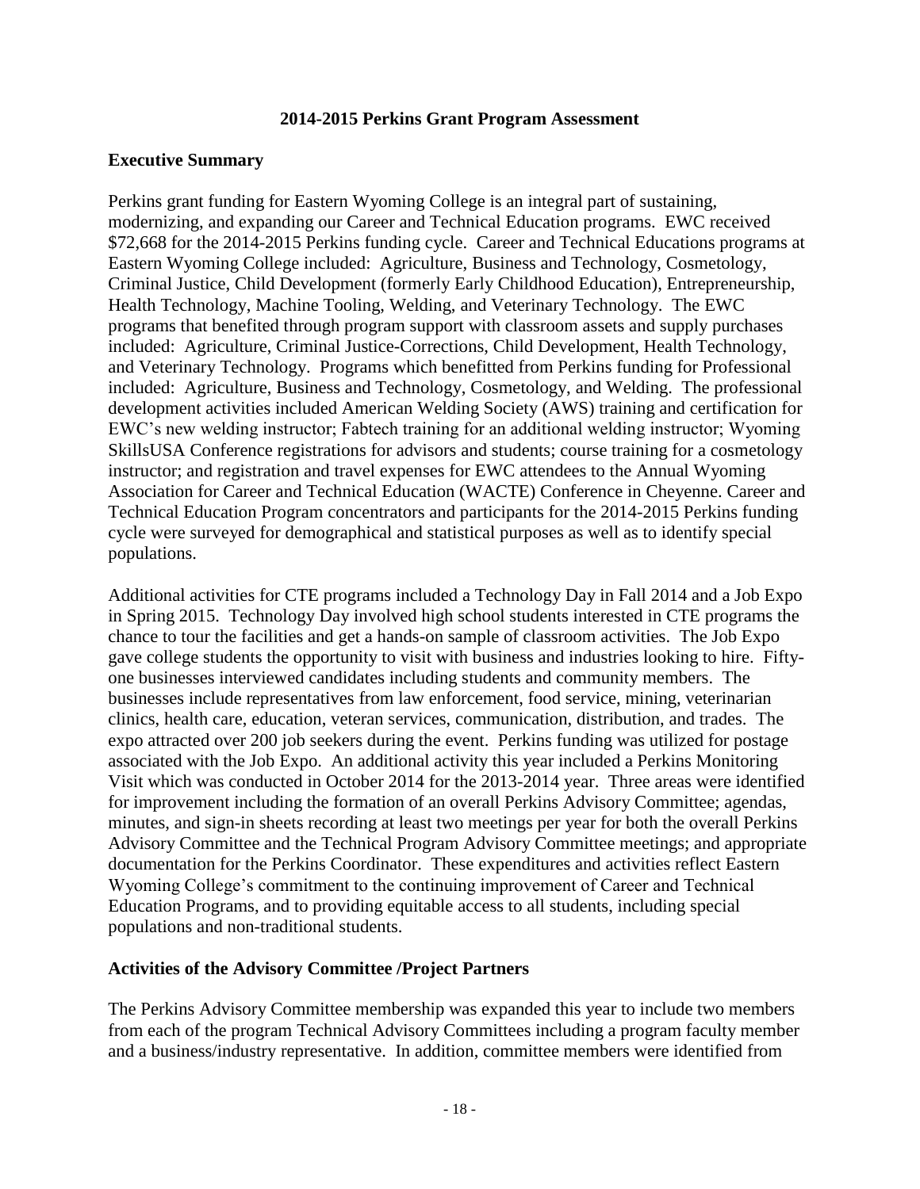## 2014-2015 Perkins Grant Program Assessment

### Executive Summary

Perkins grant funding for Eastern Wyoming College is an integral part of sustaining, modernizing, and expanding our Career and Technical Education programs. EWC received $72,668 for the 2014-2015 Perkins funding cycle. Career and Technical Educations programs at Eastern Wyoming College included: Agriculture, Business and Technology, Cosmetology, Criminal Justice, Child Development (formerly Early Childhood Education), Entrepreneurship, Health Technology, Machine Tooling, Welding, and Veterinary Technology. The EWC programs that benefited through program support with classroom assets and supply purchases included: Agriculture, Criminal Justice-Corrections, Child Development, Health Technology, and Veterinary Technology. Programs which benefitted from Perkins funding for Professional included: Agriculture, Business and Technology, Cosmetology, and Welding. The professional development activities included American Welding Society (AWS) training and certification for EWC's new welding instructor; Fabtech training for an additional welding instructor; Wyoming SkillsUSA Conference registrations for advisors and students; course training for a cosmetology instructor; and registration and travel expenses for EWC attendees to the Annual Wyoming Association for Career and Technical Education (WACTE) Conference in Cheyenne. Career and Technical Education Program concentrators and participants for the 2014-2015 Perkins funding cycle were surveyed for demographical and statistical purposes as well as to identify special populations.

Additional activities for CTE programs included a Technology Day in Fall 2014 and a Job Expo in Spring 2015. Technology Day involved high school students interested in CTE programs the chance to tour the facilities and get a hands-on sample of classroom activities. The Job Expo gave college students the opportunity to visit with business and industries looking to hire. Fifty-one businesses interviewed candidates including students and community members. The businesses include representatives from law enforcement, food service, mining, veterinarian clinics, health care, education, veteran services, communication, distribution, and trades. The expo attracted over 200 job seekers during the event. Perkins funding was utilized for postage associated with the Job Expo. An additional activity this year included a Perkins Monitoring Visit which was conducted in October 2014 for the 2013-2014 year. Three areas were identified for improvement including the formation of an overall Perkins Advisory Committee; agendas, minutes, and sign-in sheets recording at least two meetings per year for both the overall Perkins Advisory Committee and the Technical Program Advisory Committee meetings; and appropriate documentation for the Perkins Coordinator. These expenditures and activities reflect Eastern Wyoming College's commitment to the continuing improvement of Career and Technical Education Programs, and to providing equitable access to all students, including special populations and non-traditional students.

### Activities of the Advisory Committee /Project Partners

The Perkins Advisory Committee membership was expanded this year to include two members from each of the program Technical Advisory Committees including a program faculty member and a business/industry representative. In addition, committee members were identified from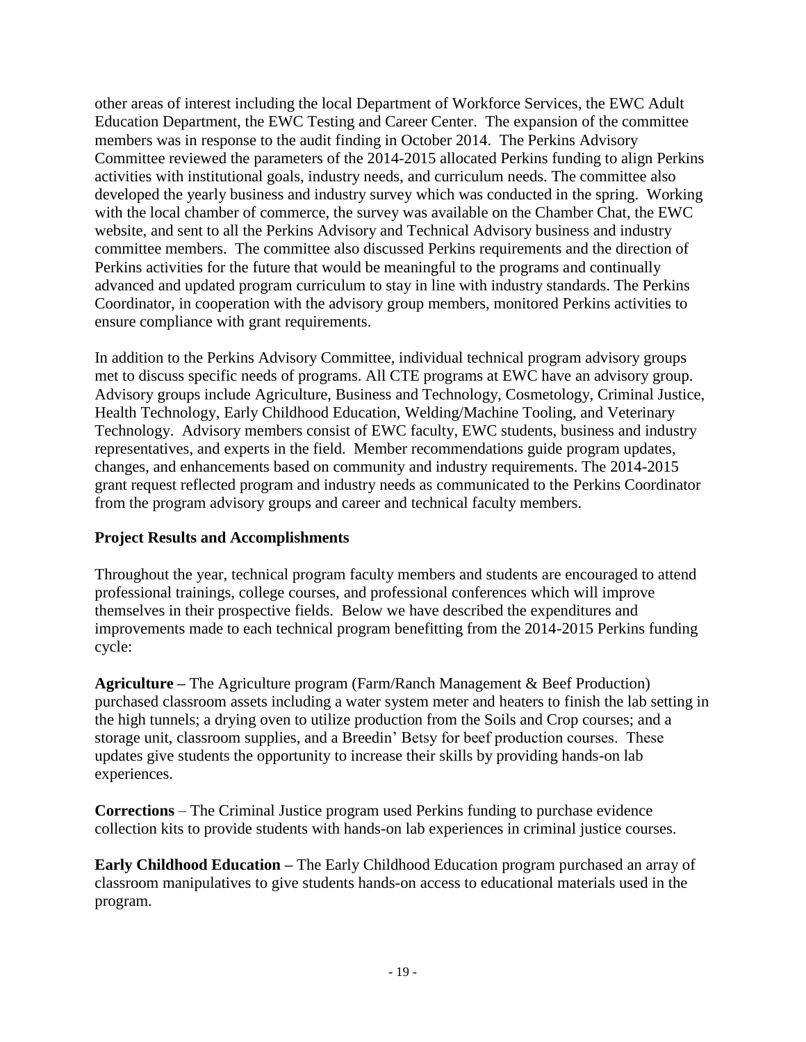other areas of interest including the local Department of Workforce Services, the EWC Adult Education Department, the EWC Testing and Career Center. The expansion of the committee members was in response to the audit finding in October 2014. The Perkins Advisory Committee reviewed the parameters of the 2014-2015 allocated Perkins funding to align Perkins activities with institutional goals, industry needs, and curriculum needs. The committee also developed the yearly business and industry survey which was conducted in the spring. Working with the local chamber of commerce, the survey was available on the Chamber Chat, the EWC website, and sent to all the Perkins Advisory and Technical Advisory business and industry committee members. The committee also discussed Perkins requirements and the direction of Perkins activities for the future that would be meaningful to the programs and continually advanced and updated program curriculum to stay in line with industry standards. The Perkins Coordinator, in cooperation with the advisory group members, monitored Perkins activities to ensure compliance with grant requirements.

In addition to the Perkins Advisory Committee, individual technical program advisory groups met to discuss specific needs of programs. All CTE programs at EWC have an advisory group. Advisory groups include Agriculture, Business and Technology, Cosmetology, Criminal Justice, Health Technology, Early Childhood Education, Welding/Machine Tooling, and Veterinary Technology. Advisory members consist of EWC faculty, EWC students, business and industry representatives, and experts in the field. Member recommendations guide program updates, changes, and enhancements based on community and industry requirements. The 2014-2015 grant request reflected program and industry needs as communicated to the Perkins Coordinator from the program advisory groups and career and technical faculty members.

**Project Results and Accomplishments**

Throughout the year, technical program faculty members and students are encouraged to attend professional trainings, college courses, and professional conferences which will improve themselves in their prospective fields. Below we have described the expenditures and improvements made to each technical program benefitting from the 2014-2015 Perkins funding cycle:

**Agriculture –** The Agriculture program (Farm/Ranch Management & Beef Production) purchased classroom assets including a water system meter and heaters to finish the lab setting in the high tunnels; a drying oven to utilize production from the Soils and Crop courses; and a storage unit, classroom supplies, and a Breedin' Betsy for beef production courses. These updates give students the opportunity to increase their skills by providing hands-on lab experiences.

**Corrections** – The Criminal Justice program used Perkins funding to purchase evidence collection kits to provide students with hands-on lab experiences in criminal justice courses.

**Early Childhood Education –** The Early Childhood Education program purchased an array of classroom manipulatives to give students hands-on access to educational materials used in the program.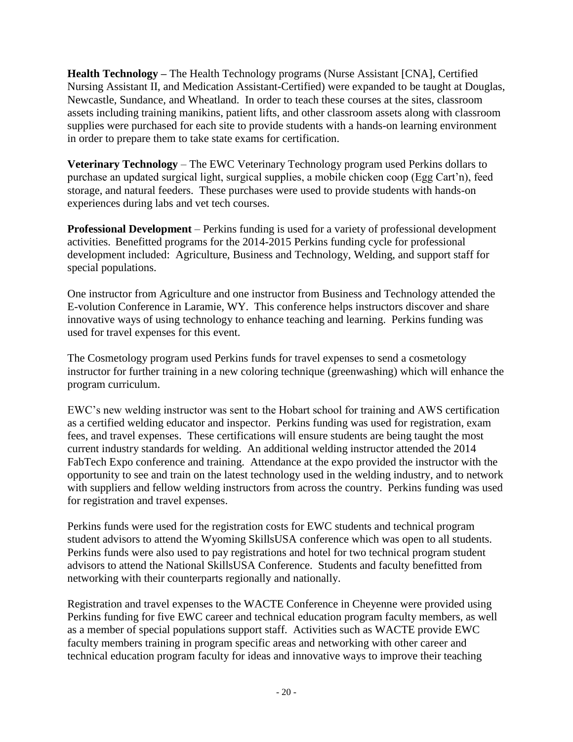**Health Technology –** The Health Technology programs (Nurse Assistant [CNA], Certified Nursing Assistant II, and Medication Assistant-Certified) were expanded to be taught at Douglas, Newcastle, Sundance, and Wheatland. In order to teach these courses at the sites, classroom assets including training manikins, patient lifts, and other classroom assets along with classroom supplies were purchased for each site to provide students with a hands-on learning environment in order to prepare them to take state exams for certification.

**Veterinary Technology** – The EWC Veterinary Technology program used Perkins dollars to purchase an updated surgical light, surgical supplies, a mobile chicken coop (Egg Cart'n), feed storage, and natural feeders. These purchases were used to provide students with hands-on experiences during labs and vet tech courses.

**Professional Development** – Perkins funding is used for a variety of professional development activities. Benefitted programs for the 2014-2015 Perkins funding cycle for professional development included: Agriculture, Business and Technology, Welding, and support staff for special populations.

One instructor from Agriculture and one instructor from Business and Technology attended the E-volution Conference in Laramie, WY. This conference helps instructors discover and share innovative ways of using technology to enhance teaching and learning. Perkins funding was used for travel expenses for this event.

The Cosmetology program used Perkins funds for travel expenses to send a cosmetology instructor for further training in a new coloring technique (greenwashing) which will enhance the program curriculum.

EWC's new welding instructor was sent to the Hobart school for training and AWS certification as a certified welding educator and inspector. Perkins funding was used for registration, exam fees, and travel expenses. These certifications will ensure students are being taught the most current industry standards for welding. An additional welding instructor attended the 2014 FabTech Expo conference and training. Attendance at the expo provided the instructor with the opportunity to see and train on the latest technology used in the welding industry, and to network with suppliers and fellow welding instructors from across the country. Perkins funding was used for registration and travel expenses.

Perkins funds were used for the registration costs for EWC students and technical program student advisors to attend the Wyoming SkillsUSA conference which was open to all students. Perkins funds were also used to pay registrations and hotel for two technical program student advisors to attend the National SkillsUSA Conference. Students and faculty benefitted from networking with their counterparts regionally and nationally.

Registration and travel expenses to the WACTE Conference in Cheyenne were provided using Perkins funding for five EWC career and technical education program faculty members, as well as a member of special populations support staff. Activities such as WACTE provide EWC faculty members training in program specific areas and networking with other career and technical education program faculty for ideas and innovative ways to improve their teaching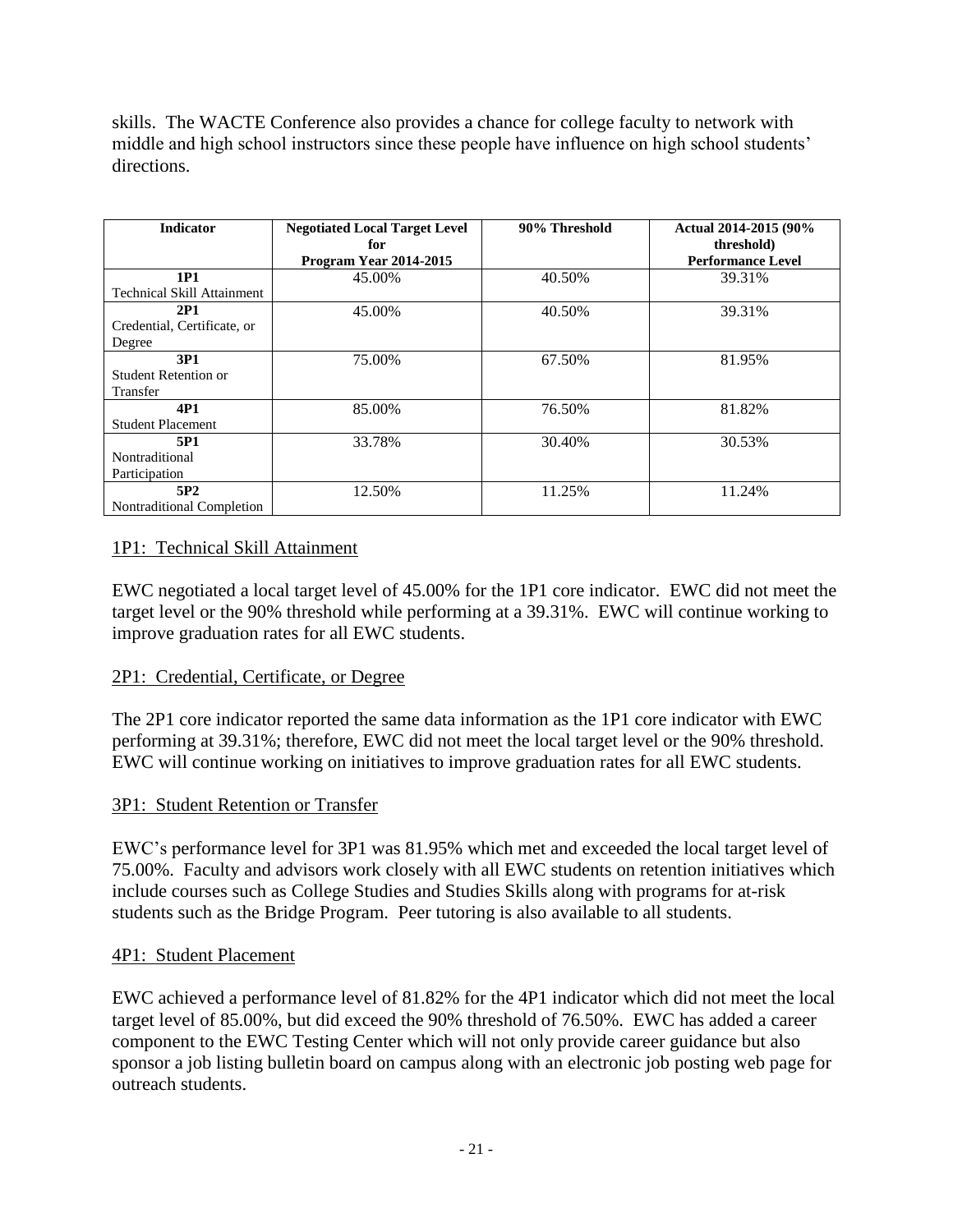skills. The WACTE Conference also provides a chance for college faculty to network with middle and high school instructors since these people have influence on high school students' directions.

| Indicator | Negotiated Local Target Level for Program Year 2014-2015 | 90% Threshold | Actual 2014-2015 (90% threshold) Performance Level |
|---|---|---|---|
| **1P1** Technical Skill Attainment | 45.00% | 40.50% | 39.31% |
| **2P1** Credential, Certificate, or Degree | 45.00% | 40.50% | 39.31% |
| **3P1** Student Retention or Transfer | 75.00% | 67.50% | 81.95% |
| **4P1** Student Placement | 85.00% | 76.50% | 81.82% |
| **5P1** Nontraditional Participation | 33.78% | 30.40% | 30.53% |
| **5P2** Nontraditional Completion | 12.50% | 11.25% | 11.24% |

<u>1P1: Technical Skill Attainment</u>

EWC negotiated a local target level of 45.00% for the 1P1 core indicator. EWC did not meet the target level or the 90% threshold while performing at a 39.31%. EWC will continue working to improve graduation rates for all EWC students.

<u>2P1: Credential, Certificate, or Degree</u>

The 2P1 core indicator reported the same data information as the 1P1 core indicator with EWC performing at 39.31%; therefore, EWC did not meet the local target level or the 90% threshold. EWC will continue working on initiatives to improve graduation rates for all EWC students.

<u>3P1: Student Retention or Transfer</u>

EWC's performance level for 3P1 was 81.95% which met and exceeded the local target level of 75.00%. Faculty and advisors work closely with all EWC students on retention initiatives which include courses such as College Studies and Studies Skills along with programs for at-risk students such as the Bridge Program. Peer tutoring is also available to all students.

<u>4P1: Student Placement</u>

EWC achieved a performance level of 81.82% for the 4P1 indicator which did not meet the local target level of 85.00%, but did exceed the 90% threshold of 76.50%. EWC has added a career component to the EWC Testing Center which will not only provide career guidance but also sponsor a job listing bulletin board on campus along with an electronic job posting web page for outreach students.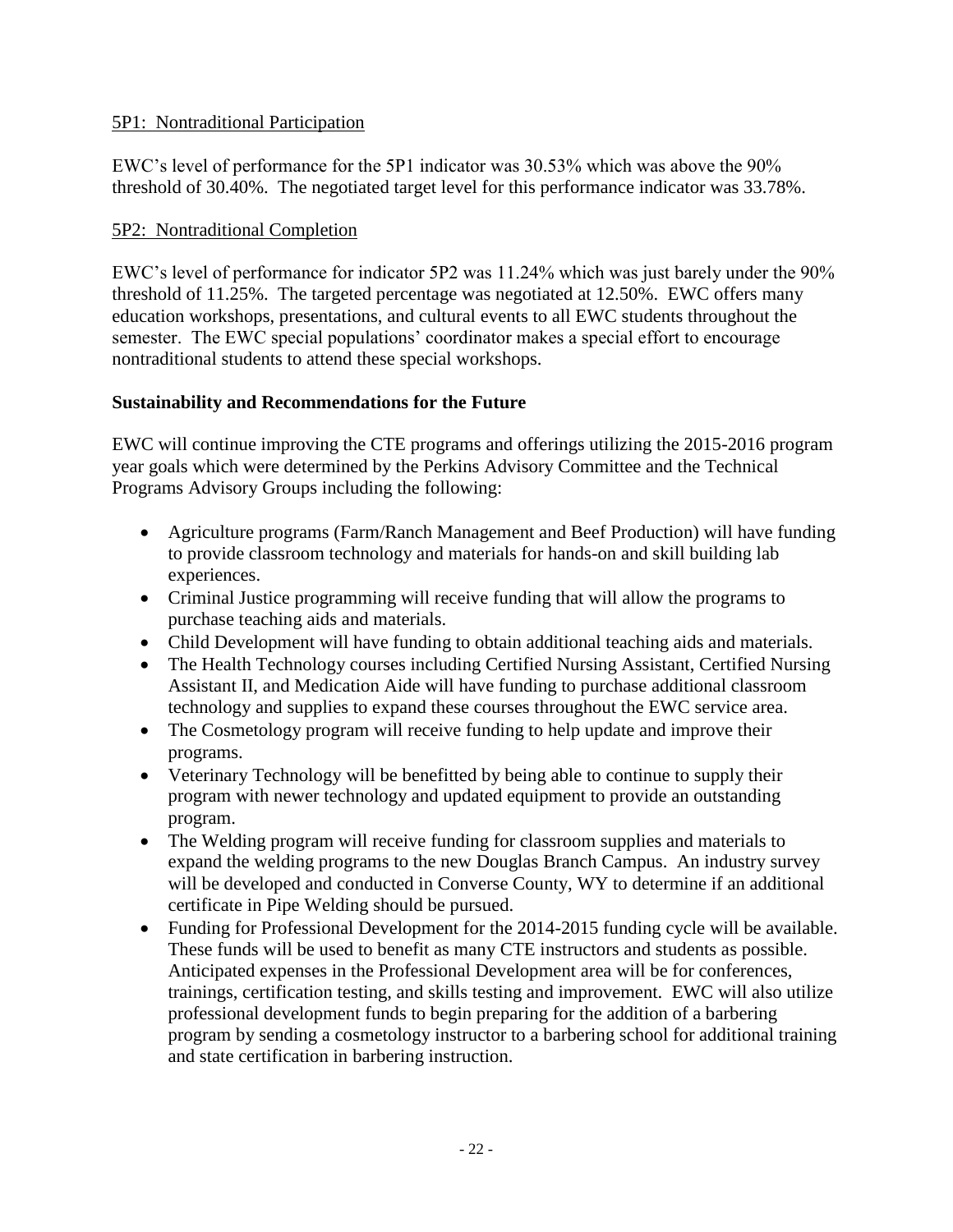5P1: Nontraditional Participation

EWC's level of performance for the 5P1 indicator was 30.53% which was above the 90% threshold of 30.40%. The negotiated target level for this performance indicator was 33.78%.

5P2: Nontraditional Completion

EWC's level of performance for indicator 5P2 was 11.24% which was just barely under the 90% threshold of 11.25%. The targeted percentage was negotiated at 12.50%. EWC offers many education workshops, presentations, and cultural events to all EWC students throughout the semester. The EWC special populations' coordinator makes a special effort to encourage nontraditional students to attend these special workshops.

**Sustainability and Recommendations for the Future**

EWC will continue improving the CTE programs and offerings utilizing the 2015-2016 program year goals which were determined by the Perkins Advisory Committee and the Technical Programs Advisory Groups including the following:

- Agriculture programs (Farm/Ranch Management and Beef Production) will have funding to provide classroom technology and materials for hands-on and skill building lab experiences.
- Criminal Justice programming will receive funding that will allow the programs to purchase teaching aids and materials.
- Child Development will have funding to obtain additional teaching aids and materials.
- The Health Technology courses including Certified Nursing Assistant, Certified Nursing Assistant II, and Medication Aide will have funding to purchase additional classroom technology and supplies to expand these courses throughout the EWC service area.
- The Cosmetology program will receive funding to help update and improve their programs.
- Veterinary Technology will be benefitted by being able to continue to supply their program with newer technology and updated equipment to provide an outstanding program.
- The Welding program will receive funding for classroom supplies and materials to expand the welding programs to the new Douglas Branch Campus. An industry survey will be developed and conducted in Converse County, WY to determine if an additional certificate in Pipe Welding should be pursued.
- Funding for Professional Development for the 2014-2015 funding cycle will be available. These funds will be used to benefit as many CTE instructors and students as possible. Anticipated expenses in the Professional Development area will be for conferences, trainings, certification testing, and skills testing and improvement. EWC will also utilize professional development funds to begin preparing for the addition of a barbering program by sending a cosmetology instructor to a barbering school for additional training and state certification in barbering instruction.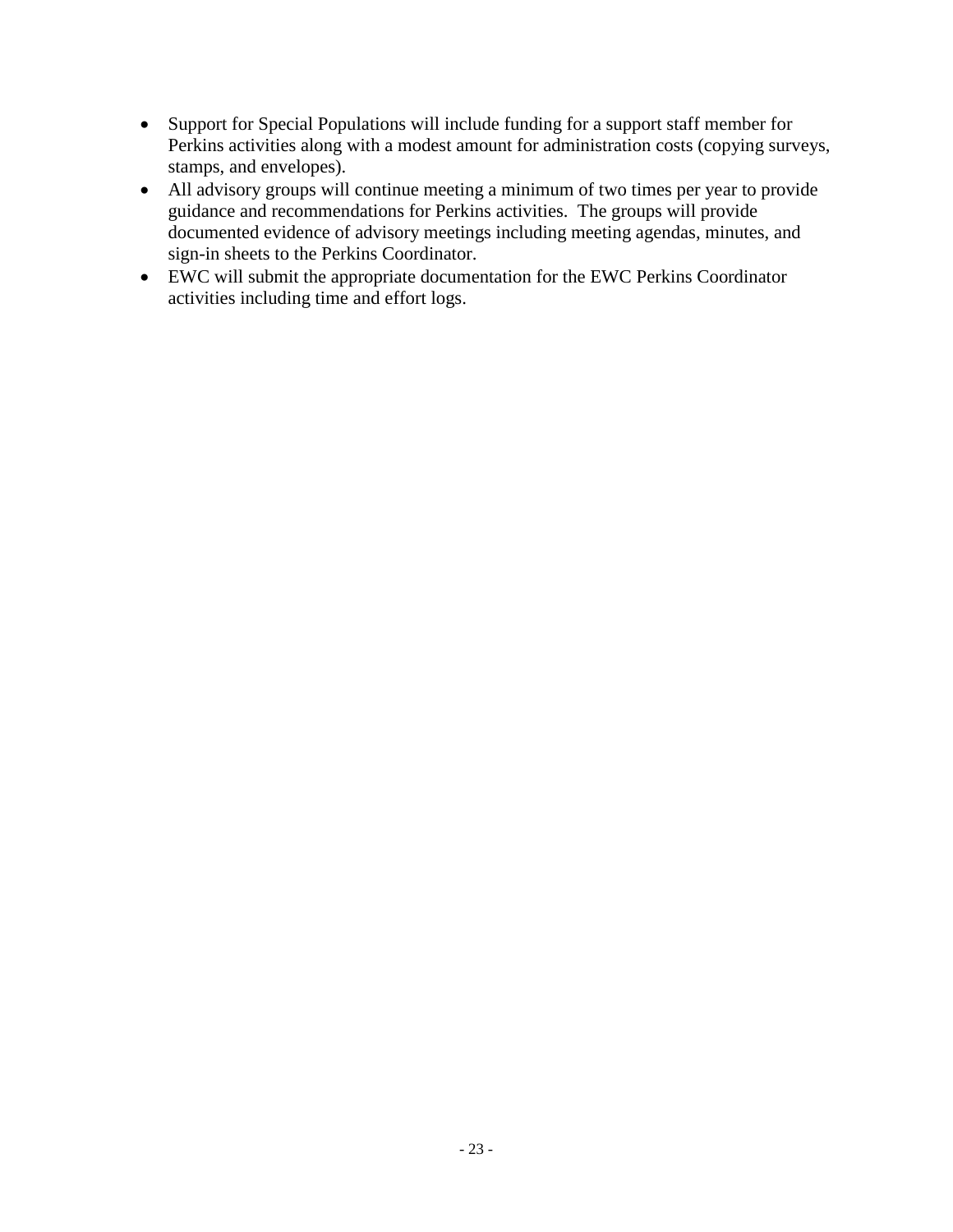- Support for Special Populations will include funding for a support staff member for Perkins activities along with a modest amount for administration costs (copying surveys, stamps, and envelopes).
- All advisory groups will continue meeting a minimum of two times per year to provide guidance and recommendations for Perkins activities. The groups will provide documented evidence of advisory meetings including meeting agendas, minutes, and sign-in sheets to the Perkins Coordinator.
- EWC will submit the appropriate documentation for the EWC Perkins Coordinator activities including time and effort logs.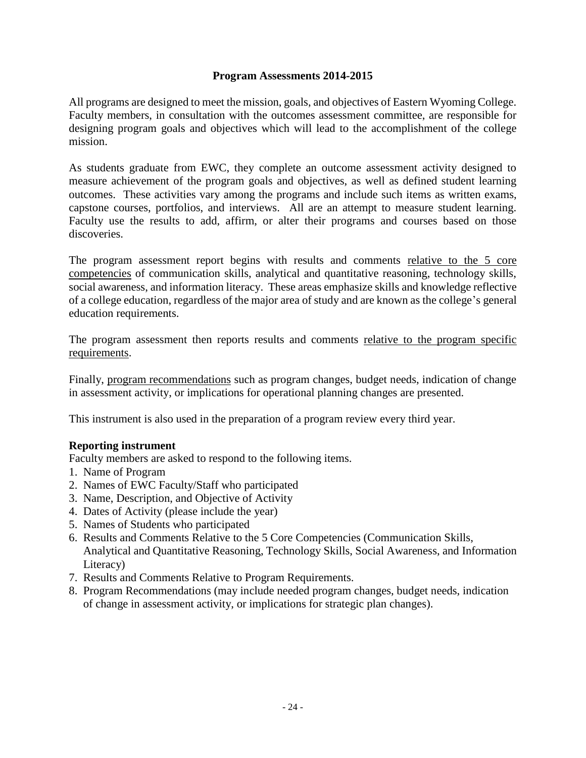## Program Assessments 2014-2015

All programs are designed to meet the mission, goals, and objectives of Eastern Wyoming College. Faculty members, in consultation with the outcomes assessment committee, are responsible for designing program goals and objectives which will lead to the accomplishment of the college mission.

As students graduate from EWC, they complete an outcome assessment activity designed to measure achievement of the program goals and objectives, as well as defined student learning outcomes. These activities vary among the programs and include such items as written exams, capstone courses, portfolios, and interviews. All are an attempt to measure student learning. Faculty use the results to add, affirm, or alter their programs and courses based on those discoveries.

The program assessment report begins with results and comments <u>relative to the 5 core competencies</u> of communication skills, analytical and quantitative reasoning, technology skills, social awareness, and information literacy. These areas emphasize skills and knowledge reflective of a college education, regardless of the major area of study and are known as the college's general education requirements.

The program assessment then reports results and comments <u>relative to the program specific requirements</u>.

Finally, <u>program recommendations</u> such as program changes, budget needs, indication of change in assessment activity, or implications for operational planning changes are presented.

This instrument is also used in the preparation of a program review every third year.

### Reporting instrument

Faculty members are asked to respond to the following items.

1. Name of Program
2. Names of EWC Faculty/Staff who participated
3. Name, Description, and Objective of Activity
4. Dates of Activity (please include the year)
5. Names of Students who participated
6. Results and Comments Relative to the 5 Core Competencies (Communication Skills, Analytical and Quantitative Reasoning, Technology Skills, Social Awareness, and Information Literacy)
7. Results and Comments Relative to Program Requirements.
8. Program Recommendations (may include needed program changes, budget needs, indication of change in assessment activity, or implications for strategic plan changes).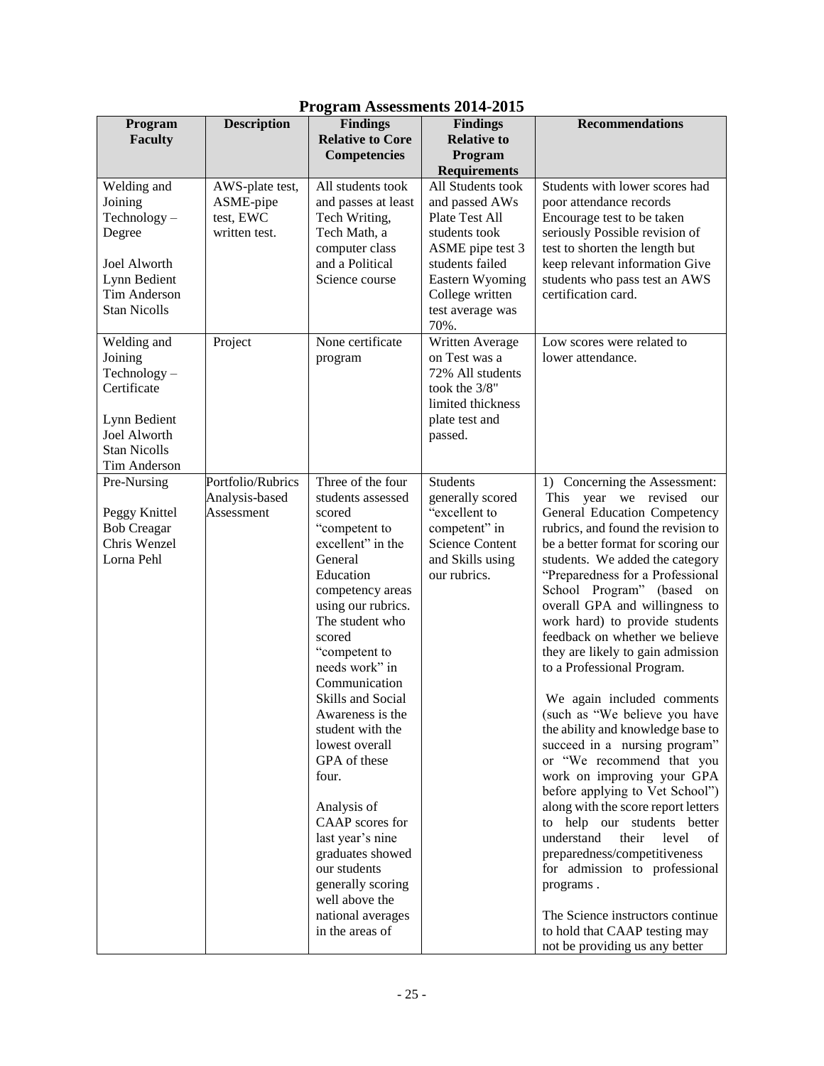# Program Assessments 2014-2015

| Program Faculty | Description | Findings Relative to Core Competencies | Findings Relative to Program Requirements | Recommendations |
|---|---|---|---|---|
| Welding and Joining Technology – Degree<br><br>Joel Alworth<br>Lynn Bedient<br>Tim Anderson<br>Stan Nicolls | AWS-plate test, ASME-pipe test, EWC written test. | All students took and passes at least Tech Writing, Tech Math, a computer class and a Political Science course | All Students took and passed AWs Plate Test All students took ASME pipe test 3 students failed Eastern Wyoming College written test average was 70%. | Students with lower scores had poor attendance records Encourage test to be taken seriously Possible revision of test to shorten the length but keep relevant information Give students who pass test an AWS certification card. |
| Welding and Joining Technology – Certificate<br><br>Lynn Bedient<br>Joel Alworth<br>Stan Nicolls<br>Tim Anderson | Project | None certificate program | Written Average on Test was a 72% All students took the 3/8" limited thickness plate test and passed. | Low scores were related to lower attendance. |
| Pre-Nursing<br><br>Peggy Knittel<br>Bob Creagar<br>Chris Wenzel<br>Lorna Pehl | Portfolio/Rubrics Analysis-based Assessment | Three of the four students assessed scored "competent to excellent" in the General Education competency areas using our rubrics. The student who scored "competent to needs work" in Communication Skills and Social Awareness is the student with the lowest overall GPA of these four.<br><br>Analysis of CAAP scores for last year's nine graduates showed our students generally scoring well above the national averages in the areas of | Students generally scored "excellent to competent" in Science Content and Skills using our rubrics. | 1) Concerning the Assessment: This year we revised our General Education Competency rubrics, and found the revision to be a better format for scoring our students. We added the category "Preparedness for a Professional School Program" (based on overall GPA and willingness to work hard) to provide students feedback on whether we believe they are likely to gain admission to a Professional Program.<br><br>We again included comments (such as "We believe you have the ability and knowledge base to succeed in a nursing program" or "We recommend that you work on improving your GPA before applying to Vet School") along with the score report letters to help our students better understand their level of preparedness/competitiveness for admission to professional programs .<br><br>The Science instructors continue to hold that CAAP testing may not be providing us any better |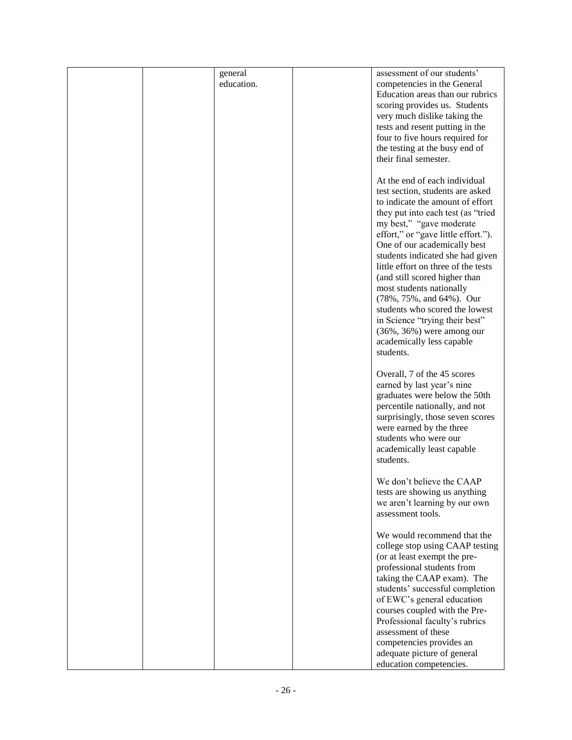| | | | | |
|---|---|---|---|---|
| | | general education. | | assessment of our students' competencies in the General Education areas than our rubrics scoring provides us. Students very much dislike taking the tests and resent putting in the four to five hours required for the testing at the busy end of their final semester.<br><br>At the end of each individual test section, students are asked to indicate the amount of effort they put into each test (as "tried my best," "gave moderate effort," or "gave little effort."). One of our academically best students indicated she had given little effort on three of the tests (and still scored higher than most students nationally (78%, 75%, and 64%). Our students who scored the lowest in Science "trying their best" (36%, 36%) were among our academically less capable students.<br><br>Overall, 7 of the 45 scores earned by last year's nine graduates were below the 50th percentile nationally, and not surprisingly, those seven scores were earned by the three students who were our academically least capable students.<br><br>We don't believe the CAAP tests are showing us anything we aren't learning by our own assessment tools.<br><br>We would recommend that the college stop using CAAP testing (or at least exempt the pre-professional students from taking the CAAP exam). The students' successful completion of EWC's general education courses coupled with the Pre-Professional faculty's rubrics assessment of these competencies provides an adequate picture of general education competencies. |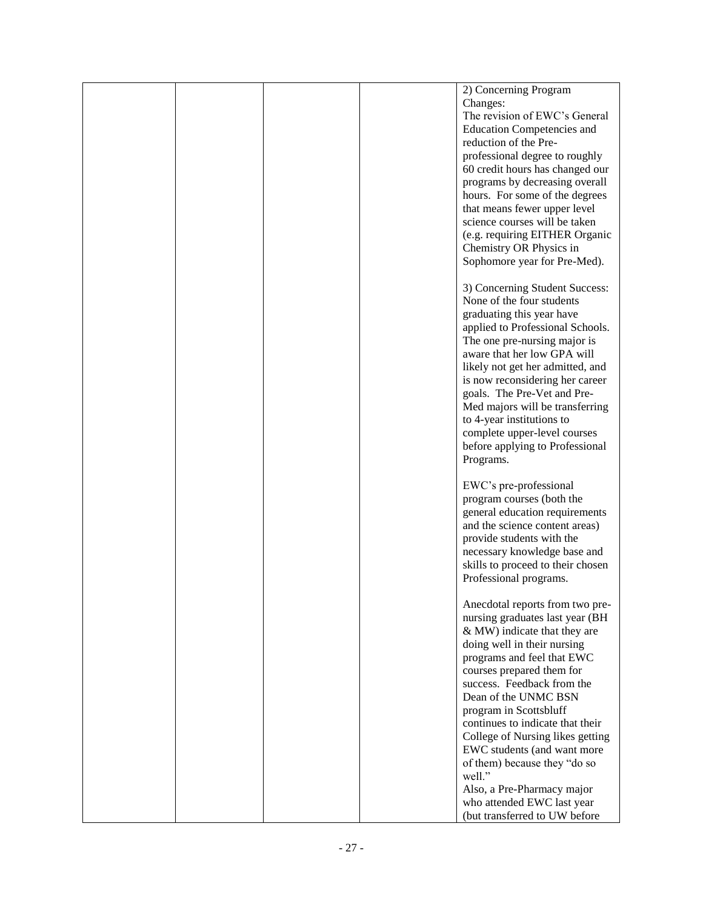|  |  |  |  | 2) Concerning Program Changes:<br>The revision of EWC's General Education Competencies and reduction of the Pre-professional degree to roughly 60 credit hours has changed our programs by decreasing overall hours. For some of the degrees that means fewer upper level science courses will be taken (e.g. requiring EITHER Organic Chemistry OR Physics in Sophomore year for Pre-Med).<br><br>3) Concerning Student Success:<br>None of the four students graduating this year have applied to Professional Schools. The one pre-nursing major is aware that her low GPA will likely not get her admitted, and is now reconsidering her career goals. The Pre-Vet and Pre-Med majors will be transferring to 4-year institutions to complete upper-level courses before applying to Professional Programs.<br><br>EWC's pre-professional program courses (both the general education requirements and the science content areas) provide students with the necessary knowledge base and skills to proceed to their chosen Professional programs.<br><br>Anecdotal reports from two pre-nursing graduates last year (BH & MW) indicate that they are doing well in their nursing programs and feel that EWC courses prepared them for success. Feedback from the Dean of the UNMC BSN program in Scottsbluff continues to indicate that their College of Nursing likes getting EWC students (and want more of them) because they "do so well."<br>Also, a Pre-Pharmacy major who attended EWC last year (but transferred to UW before |
|---|---|---|---|---|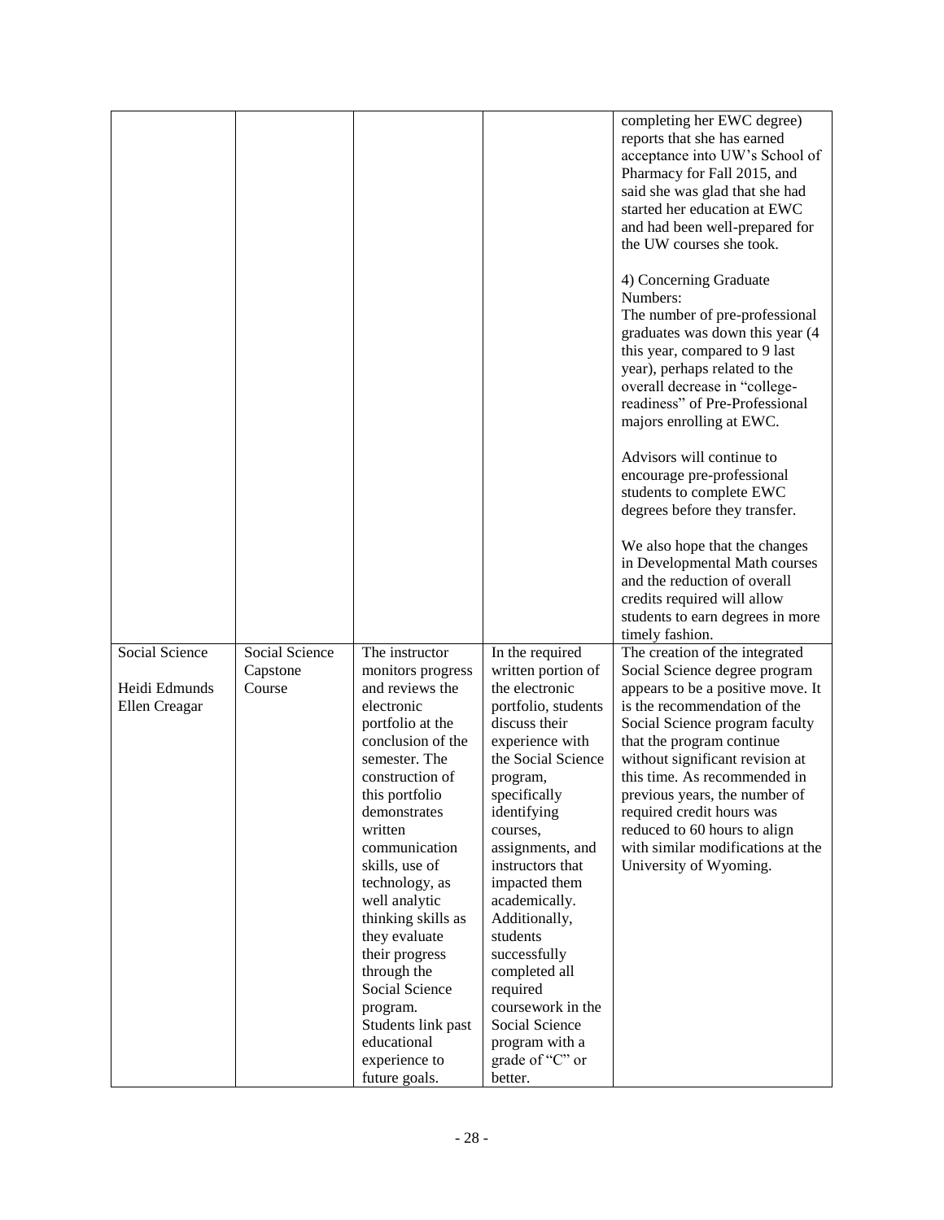| | | | | |
|---|---|---|---|---|
| | | | | completing her EWC degree) reports that she has earned acceptance into UW's School of Pharmacy for Fall 2015, and said she was glad that she had started her education at EWC and had been well-prepared for the UW courses she took.<br><br>4) Concerning Graduate Numbers:<br>The number of pre-professional graduates was down this year (4 this year, compared to 9 last year), perhaps related to the overall decrease in "college-readiness" of Pre-Professional majors enrolling at EWC.<br><br>Advisors will continue to encourage pre-professional students to complete EWC degrees before they transfer.<br><br>We also hope that the changes in Developmental Math courses and the reduction of overall credits required will allow students to earn degrees in more timely fashion. |
| Social Science<br><br>Heidi Edmunds<br>Ellen Creagar | Social Science Capstone Course | The instructor monitors progress and reviews the electronic portfolio at the conclusion of the semester. The construction of this portfolio demonstrates written communication skills, use of technology, as well analytic thinking skills as they evaluate their progress through the Social Science program. Students link past educational experience to future goals. | In the required written portion of the electronic portfolio, students discuss their experience with the Social Science program, specifically identifying courses, assignments, and instructors that impacted them academically. Additionally, students successfully completed all required coursework in the Social Science program with a grade of "C" or better. | The creation of the integrated Social Science degree program appears to be a positive move. It is the recommendation of the Social Science program faculty that the program continue without significant revision at this time. As recommended in previous years, the number of required credit hours was reduced to 60 hours to align with similar modifications at the University of Wyoming. |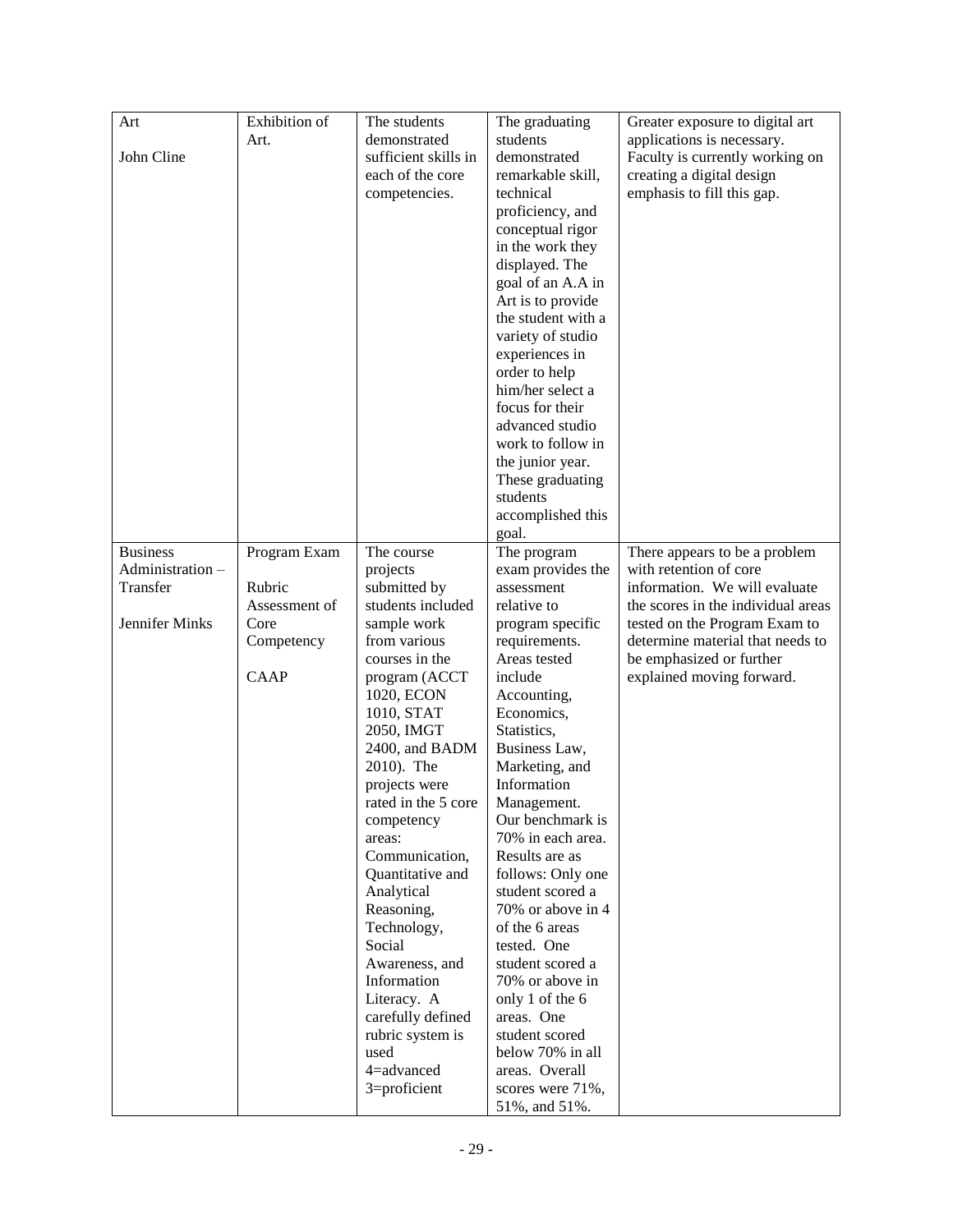| Art<br><br>John Cline | Exhibition of Art. | The students demonstrated sufficient skills in each of the core competencies. | The graduating students demonstrated remarkable skill, technical proficiency, and conceptual rigor in the work they displayed. The goal of an A.A in Art is to provide the student with a variety of studio experiences in order to help him/her select a focus for their advanced studio work to follow in the junior year. These graduating students accomplished this goal. | Greater exposure to digital art applications is necessary. Faculty is currently working on creating a digital design emphasis to fill this gap. |
|---|---|---|---|---|
| Business Administration – Transfer<br><br>Jennifer Minks | Program Exam<br><br>Rubric Assessment of Core Competency<br><br>CAAP | The course projects submitted by students included sample work from various courses in the program (ACCT 1020, ECON 1010, STAT 2050, IMGT 2400, and BADM 2010). The projects were rated in the 5 core competency areas: Communication, Quantitative and Analytical Reasoning, Technology, Social Awareness, and Information Literacy. A carefully defined rubric system is used 4=advanced 3=proficient | The program exam provides the assessment relative to program specific requirements. Areas tested include Accounting, Economics, Statistics, Business Law, Marketing, and Information Management. Our benchmark is 70% in each area. Results are as follows: Only one student scored a 70% or above in 4 of the 6 areas tested. One student scored a 70% or above in only 1 of the 6 areas. One student scored below 70% in all areas. Overall scores were 71%, 51%, and 51%. | There appears to be a problem with retention of core information. We will evaluate the scores in the individual areas tested on the Program Exam to determine material that needs to be emphasized or further explained moving forward. |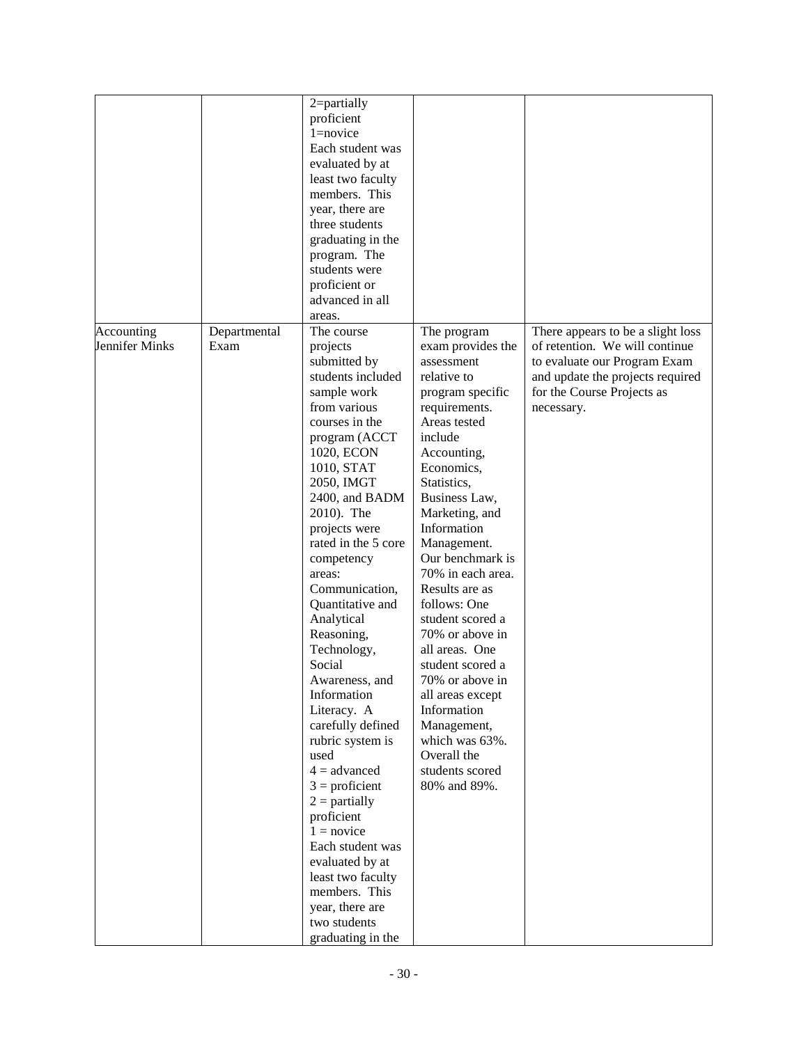| | | | | |
|---|---|---|---|---|
| | | 2=partially proficient<br>1=novice<br>Each student was evaluated by at least two faculty members. This year, there are three students graduating in the program. The students were proficient or advanced in all areas. | | |
| Accounting<br>Jennifer Minks | Departmental Exam | The course projects submitted by students included sample work from various courses in the program (ACCT 1020, ECON 1010, STAT 2050, IMGT 2400, and BADM 2010). The projects were rated in the 5 core competency areas: Communication, Quantitative and Analytical Reasoning, Technology, Social Awareness, and Information Literacy. A carefully defined rubric system is used<br>4 = advanced<br>3 = proficient<br>2 = partially proficient<br>1 = novice<br>Each student was evaluated by at least two faculty members. This year, there are two students graduating in the | The program exam provides the assessment relative to program specific requirements. Areas tested include Accounting, Economics, Statistics, Business Law, Marketing, and Information Management. Our benchmark is 70% in each area. Results are as follows: One student scored a 70% or above in all areas. One student scored a 70% or above in all areas except Information Management, which was 63%. Overall the students scored 80% and 89%. | There appears to be a slight loss of retention. We will continue to evaluate our Program Exam and update the projects required for the Course Projects as necessary. |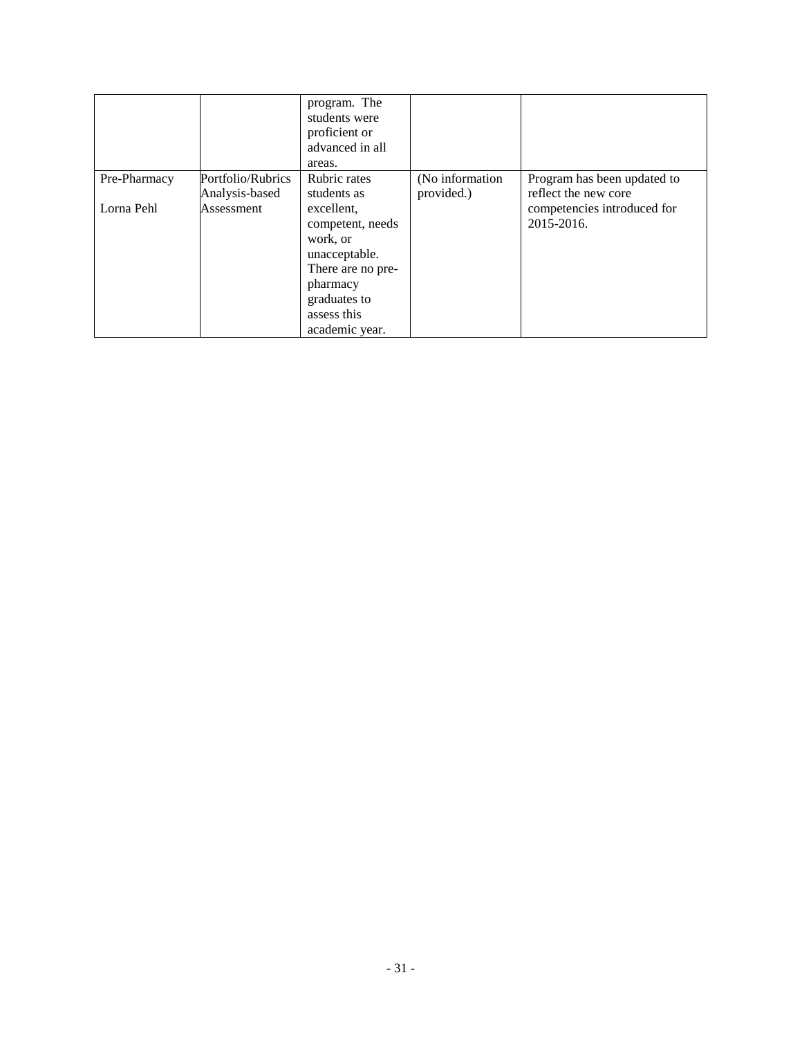| | | | | |
|---|---|---|---|---|
| | | program. The students were proficient or advanced in all areas. | | |
| Pre-Pharmacy<br><br>Lorna Pehl | Portfolio/Rubrics Analysis-based Assessment | Rubric rates students as excellent, competent, needs work, or unacceptable. There are no pre-pharmacy graduates to assess this academic year. | (No information provided.) | Program has been updated to reflect the new core competencies introduced for 2015-2016. |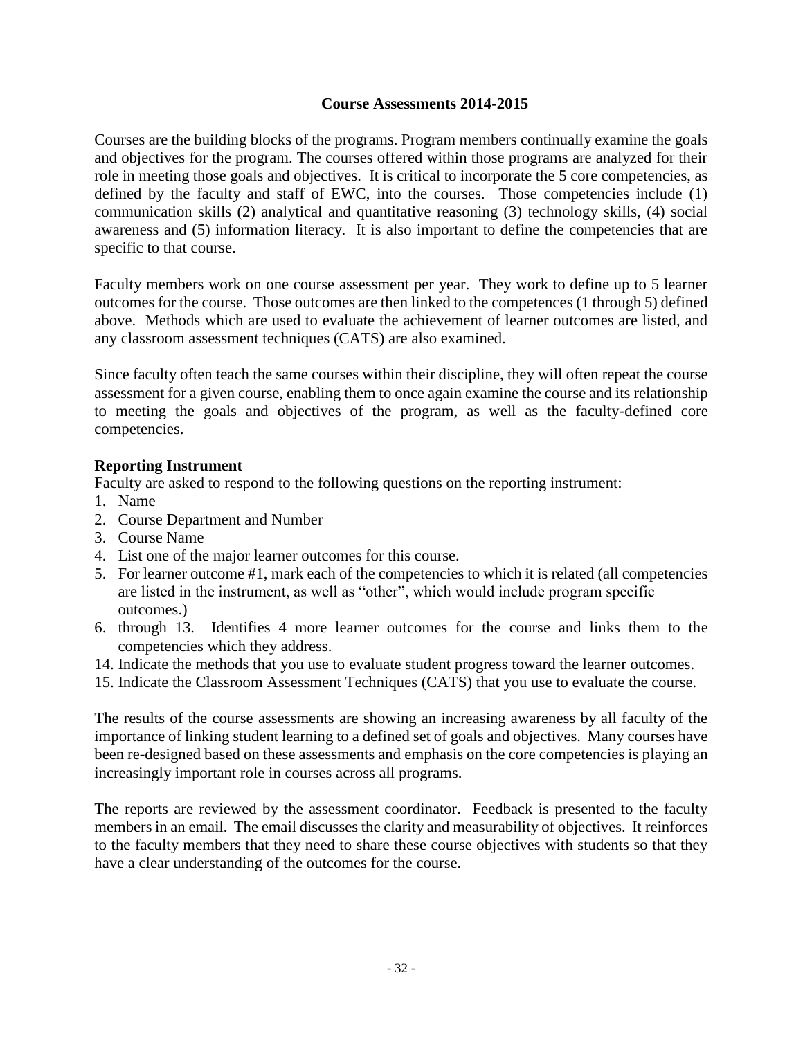## Course Assessments 2014-2015

Courses are the building blocks of the programs. Program members continually examine the goals and objectives for the program. The courses offered within those programs are analyzed for their role in meeting those goals and objectives. It is critical to incorporate the 5 core competencies, as defined by the faculty and staff of EWC, into the courses. Those competencies include (1) communication skills (2) analytical and quantitative reasoning (3) technology skills, (4) social awareness and (5) information literacy. It is also important to define the competencies that are specific to that course.

Faculty members work on one course assessment per year. They work to define up to 5 learner outcomes for the course. Those outcomes are then linked to the competences (1 through 5) defined above. Methods which are used to evaluate the achievement of learner outcomes are listed, and any classroom assessment techniques (CATS) are also examined.

Since faculty often teach the same courses within their discipline, they will often repeat the course assessment for a given course, enabling them to once again examine the course and its relationship to meeting the goals and objectives of the program, as well as the faculty-defined core competencies.

**Reporting Instrument**

Faculty are asked to respond to the following questions on the reporting instrument:

1. Name
2. Course Department and Number
3. Course Name
4. List one of the major learner outcomes for this course.
5. For learner outcome #1, mark each of the competencies to which it is related (all competencies are listed in the instrument, as well as "other", which would include program specific outcomes.)
6. through 13. Identifies 4 more learner outcomes for the course and links them to the competencies which they address.
14. Indicate the methods that you use to evaluate student progress toward the learner outcomes.
15. Indicate the Classroom Assessment Techniques (CATS) that you use to evaluate the course.

The results of the course assessments are showing an increasing awareness by all faculty of the importance of linking student learning to a defined set of goals and objectives. Many courses have been re-designed based on these assessments and emphasis on the core competencies is playing an increasingly important role in courses across all programs.

The reports are reviewed by the assessment coordinator. Feedback is presented to the faculty members in an email. The email discusses the clarity and measurability of objectives. It reinforces to the faculty members that they need to share these course objectives with students so that they have a clear understanding of the outcomes for the course.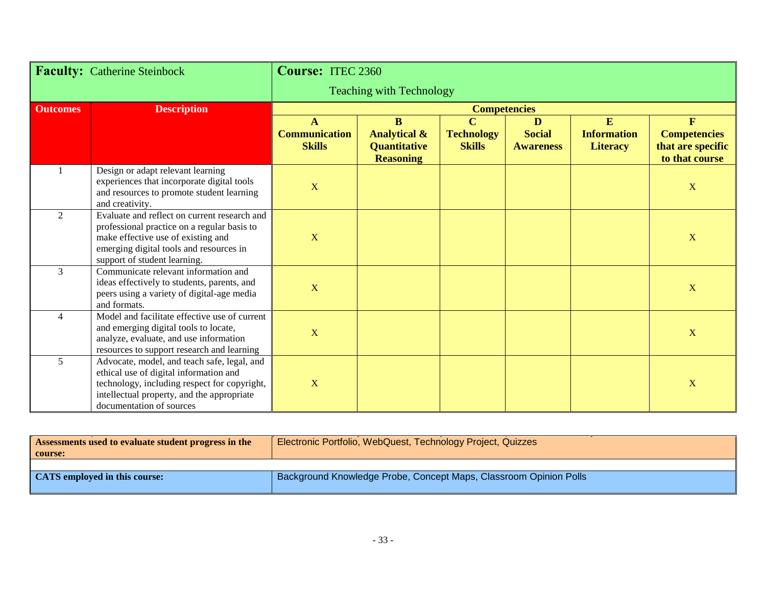| **Faculty:** Catherine Steinbock | | **Course:** ITEC 2360 Teaching with Technology | | | | | |
|---|---|---|---|---|---|---|---|
| **Outcomes** | **Description** | **Competencies** | | | | | |
| | | **A Communication Skills** | **B Analytical & Quantitative Reasoning** | **C Technology Skills** | **D Social Awareness** | **E Information Literacy** | **F Competencies that are specific to that course** |
| 1 | Design or adapt relevant learning experiences that incorporate digital tools and resources to promote student learning and creativity. | X | | | | | X |
| 2 | Evaluate and reflect on current research and professional practice on a regular basis to make effective use of existing and emerging digital tools and resources in support of student learning. | X | | | | | X |
| 3 | Communicate relevant information and ideas effectively to students, parents, and peers using a variety of digital-age media and formats. | X | | | | | X |
| 4 | Model and facilitate effective use of current and emerging digital tools to locate, analyze, evaluate, and use information resources to support research and learning | X | | | | | X |
| 5 | Advocate, model, and teach safe, legal, and ethical use of digital information and technology, including respect for copyright, intellectual property, and the appropriate documentation of sources | X | | | | | X |

| | |
|---|---|
| **Assessments used to evaluate student progress in the course:** | Electronic Portfolio, WebQuest, Technology Project, Quizzes |
| **CATS employed in this course:** | Background Knowledge Probe, Concept Maps, Classroom Opinion Polls |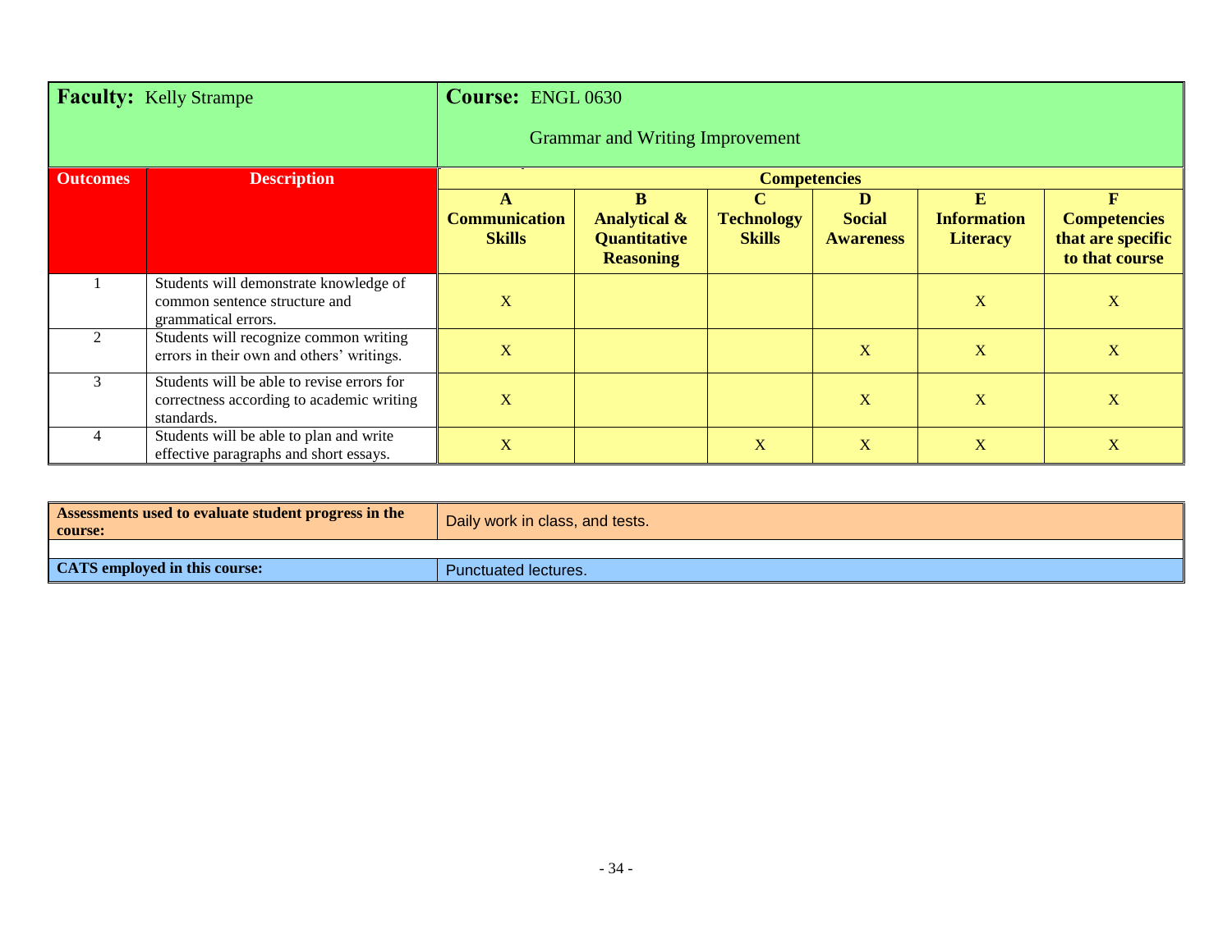| **Faculty:** Kelly Strampe | | **Course:** ENGL 0630 Grammar and Writing Improvement | | | | | |
|---|---|---|---|---|---|---|---|
| **Outcomes** | **Description** | **Competencies** | | | | | |
| | | **A Communication Skills** | **B Analytical & Quantitative Reasoning** | **C Technology Skills** | **D Social Awareness** | **E Information Literacy** | **F Competencies that are specific to that course** |
| 1 | Students will demonstrate knowledge of common sentence structure and grammatical errors. | X | | | | X | X |
| 2 | Students will recognize common writing errors in their own and others' writings. | X | | | X | X | X |
| 3 | Students will be able to revise errors for correctness according to academic writing standards. | X | | | X | X | X |
| 4 | Students will be able to plan and write effective paragraphs and short essays. | X | | X | X | X | X |

| **Assessments used to evaluate student progress in the course:** | Daily work in class, and tests. |
|---|---|
| **CATS employed in this course:** | Punctuated lectures. |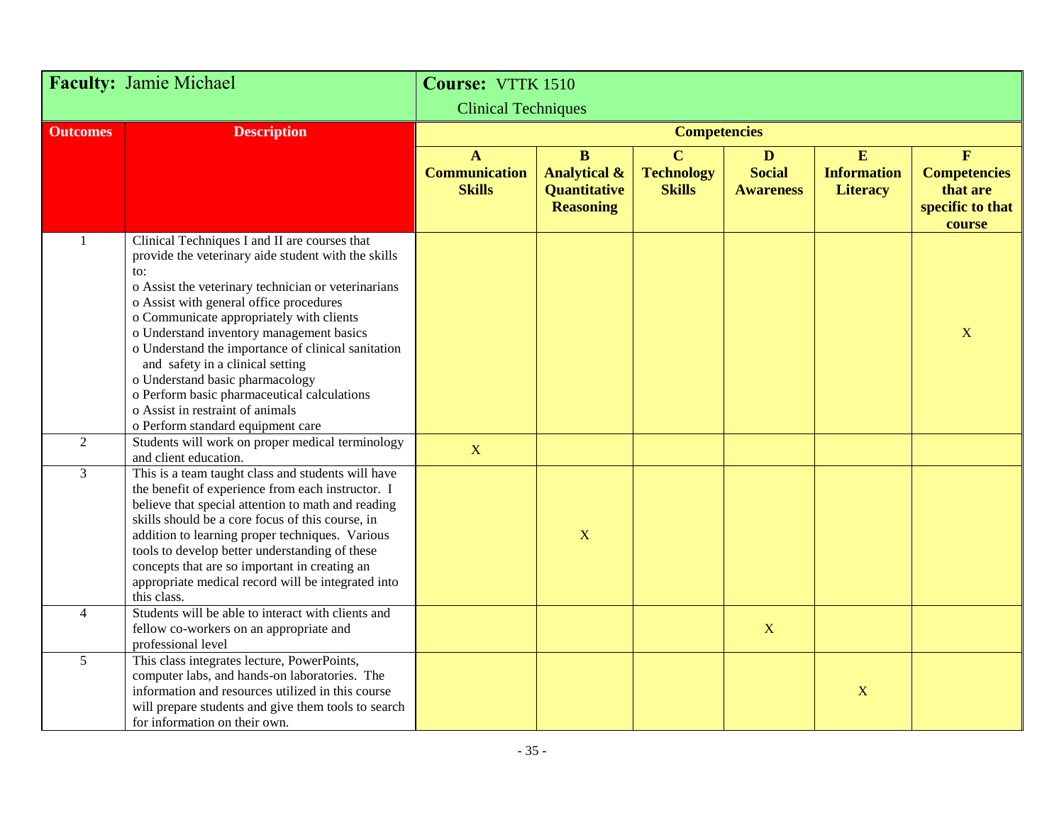| **Faculty:** Jamie Michael | | **Course:** VTTK 1510 Clinical Techniques | | | | | |
|---|---|---|---|---|---|---|---|
| **Outcomes** | **Description** | **Competencies** | | | | | |
| | | **A Communication Skills** | **B Analytical & Quantitative Reasoning** | **C Technology Skills** | **D Social Awareness** | **E Information Literacy** | **F Competencies that are specific to that course** |
| 1 | Clinical Techniques I and II are courses that provide the veterinary aide student with the skills to:<br>o Assist the veterinary technician or veterinarians<br>o Assist with general office procedures<br>o Communicate appropriately with clients<br>o Understand inventory management basics<br>o Understand the importance of clinical sanitation and safety in a clinical setting<br>o Understand basic pharmacology<br>o Perform basic pharmaceutical calculations<br>o Assist in restraint of animals<br>o Perform standard equipment care | | | | | | X |
| 2 | Students will work on proper medical terminology and client education. | X | | | | | |
| 3 | This is a team taught class and students will have the benefit of experience from each instructor. I believe that special attention to math and reading skills should be a core focus of this course, in addition to learning proper techniques. Various tools to develop better understanding of these concepts that are so important in creating an appropriate medical record will be integrated into this class. | | X | | | | |
| 4 | Students will be able to interact with clients and fellow co-workers on an appropriate and professional level | | | | X | | |
| 5 | This class integrates lecture, PowerPoints, computer labs, and hands-on laboratories. The information and resources utilized in this course will prepare students and give them tools to search for information on their own. | | | | | X | |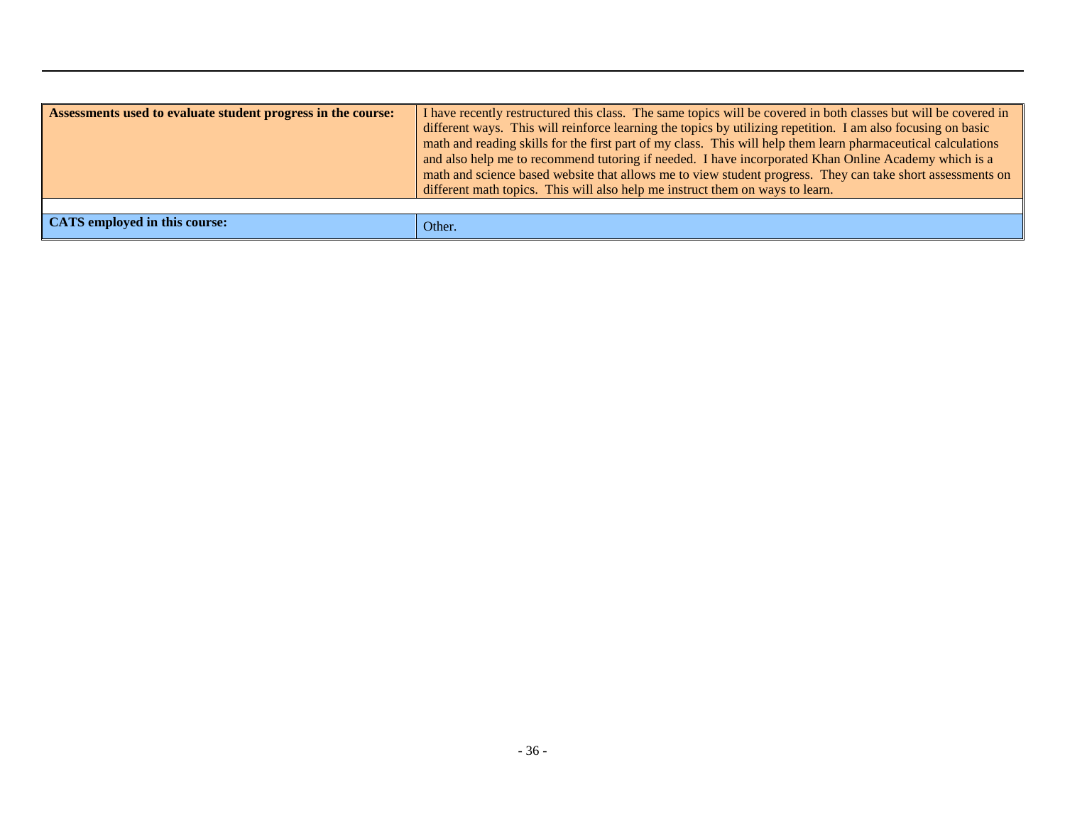| Assessments used to evaluate student progress in the course: | I have recently restructured this class. The same topics will be covered in both classes but will be covered in different ways. This will reinforce learning the topics by utilizing repetition. I am also focusing on basic math and reading skills for the first part of my class. This will help them learn pharmaceutical calculations and also help me to recommend tutoring if needed. I have incorporated Khan Online Academy which is a math and science based website that allows me to view student progress. They can take short assessments on different math topics. This will also help me instruct them on ways to learn. |
|---|---|
| | |
| **CATS employed in this course:** | Other. |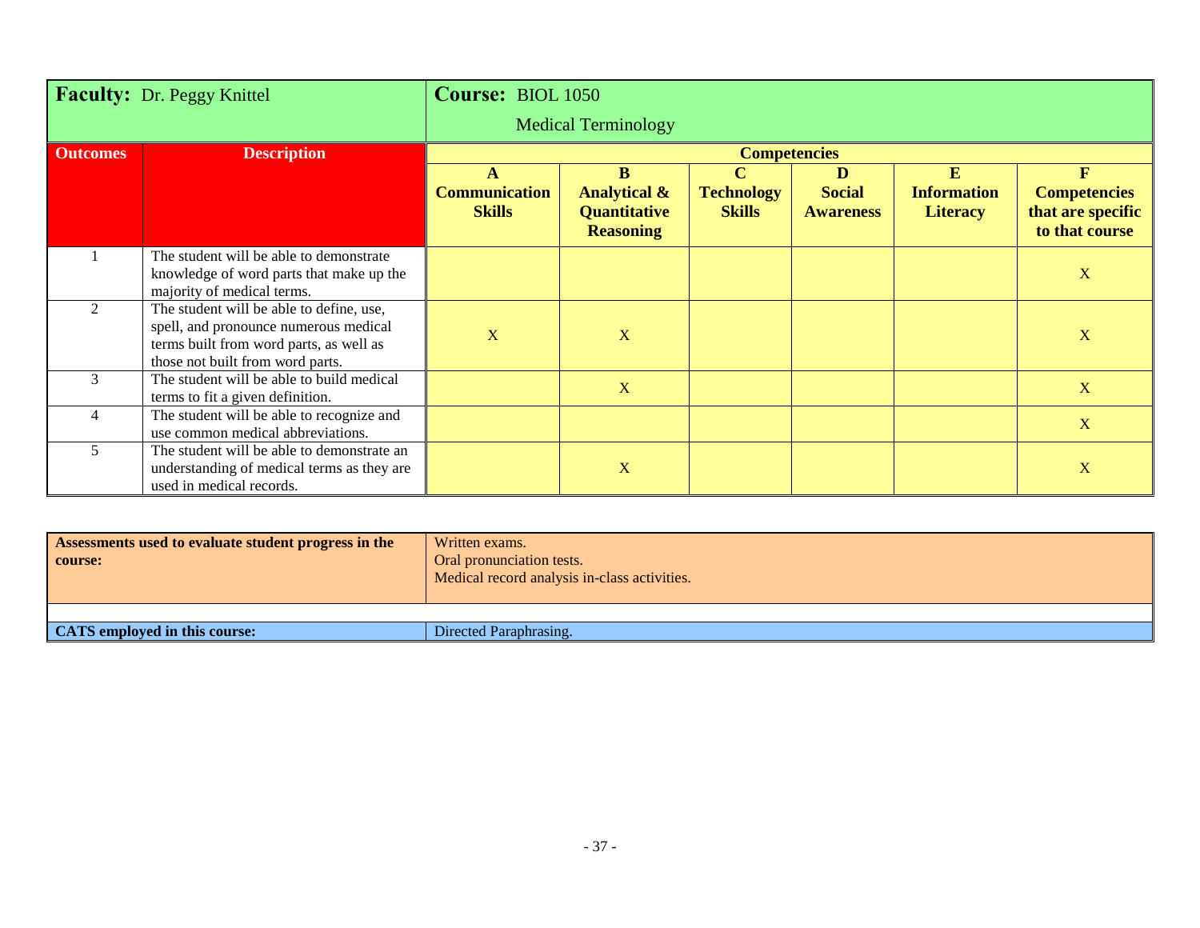| **Faculty:** Dr. Peggy Knittel | | **Course:** BIOL 1050 Medical Terminology | | | | | |
|---|---|---|---|---|---|---|---|
| **Outcomes** | **Description** | **Competencies** | | | | | |
| | | **A Communication Skills** | **B Analytical & Quantitative Reasoning** | **C Technology Skills** | **D Social Awareness** | **E Information Literacy** | **F Competencies that are specific to that course** |
| 1 | The student will be able to demonstrate knowledge of word parts that make up the majority of medical terms. | | | | | | X |
| 2 | The student will be able to define, use, spell, and pronounce numerous medical terms built from word parts, as well as those not built from word parts. | X | X | | | | X |
| 3 | The student will be able to build medical terms to fit a given definition. | | X | | | | X |
| 4 | The student will be able to recognize and use common medical abbreviations. | | | | | | X |
| 5 | The student will be able to demonstrate an understanding of medical terms as they are used in medical records. | | X | | | | X |

| **Assessments used to evaluate student progress in the course:** | Written exams.<br>Oral pronunciation tests.<br>Medical record analysis in-class activities. |
|---|---|
| **CATS employed in this course:** | Directed Paraphrasing. |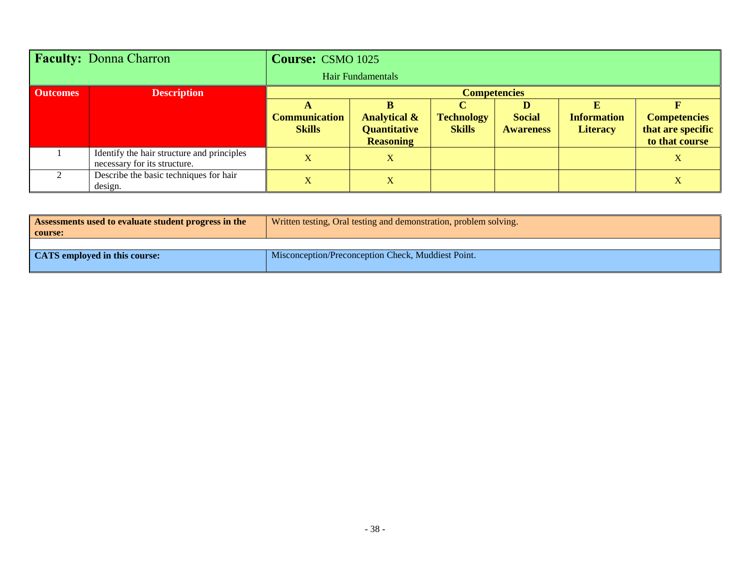| **Faculty:** Donna Charron | | **Course:** CSMO 1025 Hair Fundamentals | | | | | |
|---|---|---|---|---|---|---|---|
| **Outcomes** | **Description** | **Competencies** | | | | | |
| | | **A Communication Skills** | **B Analytical & Quantitative Reasoning** | **C Technology Skills** | **D Social Awareness** | **E Information Literacy** | **F Competencies that are specific to that course** |
| 1 | Identify the hair structure and principles necessary for its structure. | X | X | | | | X |
| 2 | Describe the basic techniques for hair design. | X | X | | | | X |

| | |
|---|---|
| **Assessments used to evaluate student progress in the course:** | Written testing, Oral testing and demonstration, problem solving. |
| | |
| **CATS employed in this course:** | Misconception/Preconception Check, Muddiest Point. |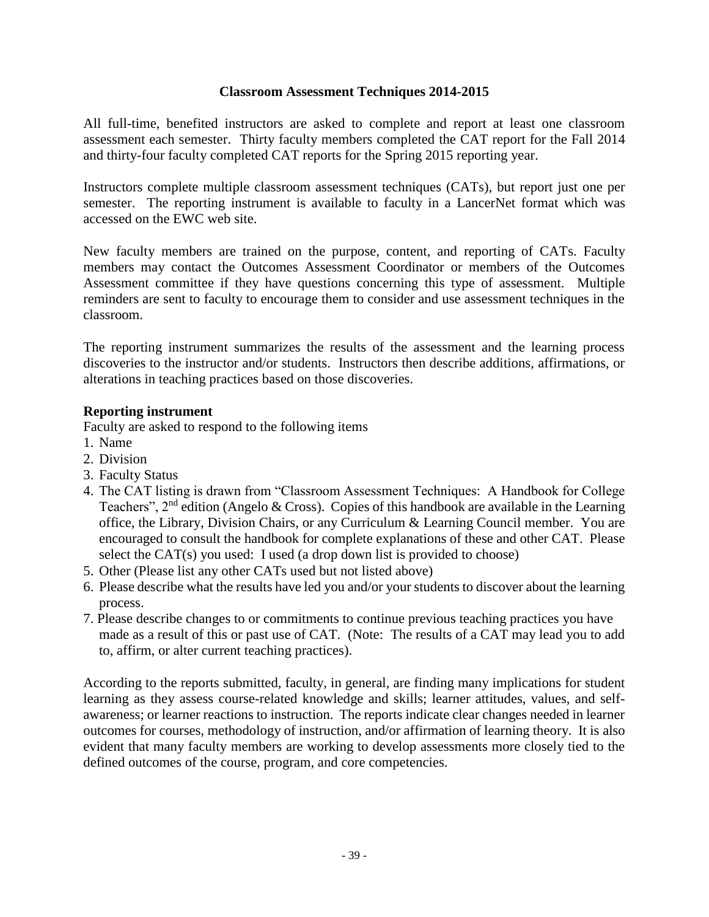## Classroom Assessment Techniques 2014-2015

All full-time, benefited instructors are asked to complete and report at least one classroom assessment each semester. Thirty faculty members completed the CAT report for the Fall 2014 and thirty-four faculty completed CAT reports for the Spring 2015 reporting year.

Instructors complete multiple classroom assessment techniques (CATs), but report just one per semester. The reporting instrument is available to faculty in a LancerNet format which was accessed on the EWC web site.

New faculty members are trained on the purpose, content, and reporting of CATs. Faculty members may contact the Outcomes Assessment Coordinator or members of the Outcomes Assessment committee if they have questions concerning this type of assessment. Multiple reminders are sent to faculty to encourage them to consider and use assessment techniques in the classroom.

The reporting instrument summarizes the results of the assessment and the learning process discoveries to the instructor and/or students. Instructors then describe additions, affirmations, or alterations in teaching practices based on those discoveries.

**Reporting instrument**

Faculty are asked to respond to the following items

1. Name
2. Division
3. Faculty Status
4. The CAT listing is drawn from "Classroom Assessment Techniques: A Handbook for College Teachers", 2nd edition (Angelo & Cross). Copies of this handbook are available in the Learning office, the Library, Division Chairs, or any Curriculum & Learning Council member. You are encouraged to consult the handbook for complete explanations of these and other CAT. Please select the CAT(s) you used: I used (a drop down list is provided to choose)
5. Other (Please list any other CATs used but not listed above)
6. Please describe what the results have led you and/or your students to discover about the learning process.
7. Please describe changes to or commitments to continue previous teaching practices you have made as a result of this or past use of CAT. (Note: The results of a CAT may lead you to add to, affirm, or alter current teaching practices).

According to the reports submitted, faculty, in general, are finding many implications for student learning as they assess course-related knowledge and skills; learner attitudes, values, and self-awareness; or learner reactions to instruction. The reports indicate clear changes needed in learner outcomes for courses, methodology of instruction, and/or affirmation of learning theory. It is also evident that many faculty members are working to develop assessments more closely tied to the defined outcomes of the course, program, and core competencies.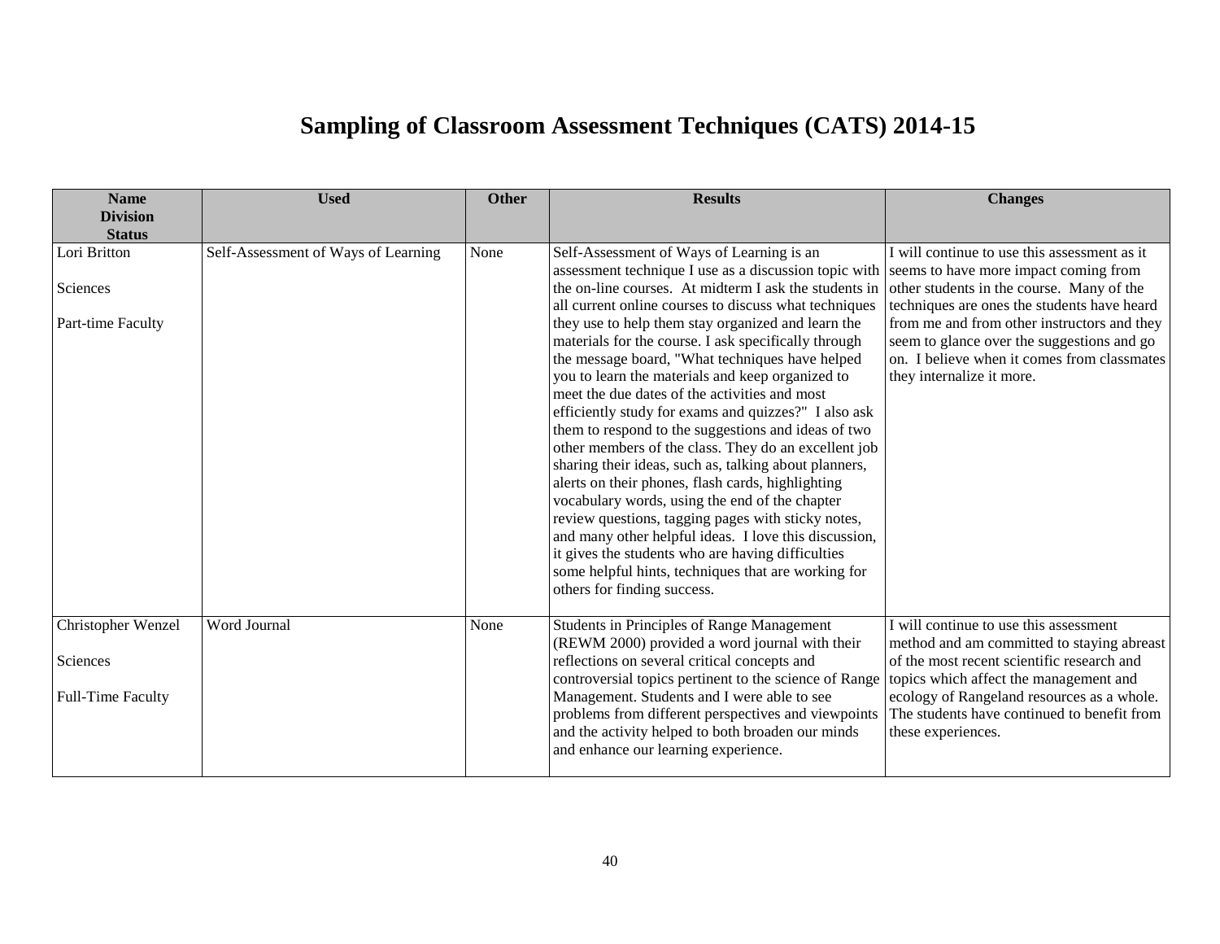# Sampling of Classroom Assessment Techniques (CATS) 2014-15

| Name<br>Division<br>Status | Used | Other | Results | Changes |
|---|---|---|---|---|
| Lori Britton<br><br>Sciences<br><br>Part-time Faculty | Self-Assessment of Ways of Learning | None | Self-Assessment of Ways of Learning is an assessment technique I use as a discussion topic with the on-line courses. At midterm I ask the students in all current online courses to discuss what techniques they use to help them stay organized and learn the materials for the course. I ask specifically through the message board, "What techniques have helped you to learn the materials and keep organized to meet the due dates of the activities and most efficiently study for exams and quizzes?" I also ask them to respond to the suggestions and ideas of two other members of the class. They do an excellent job sharing their ideas, such as, talking about planners, alerts on their phones, flash cards, highlighting vocabulary words, using the end of the chapter review questions, tagging pages with sticky notes, and many other helpful ideas. I love this discussion, it gives the students who are having difficulties some helpful hints, techniques that are working for others for finding success. | I will continue to use this assessment as it seems to have more impact coming from other students in the course. Many of the techniques are ones the students have heard from me and from other instructors and they seem to glance over the suggestions and go on. I believe when it comes from classmates they internalize it more. |
| Christopher Wenzel<br><br>Sciences<br><br>Full-Time Faculty | Word Journal | None | Students in Principles of Range Management (REWM 2000) provided a word journal with their reflections on several critical concepts and controversial topics pertinent to the science of Range Management. Students and I were able to see problems from different perspectives and viewpoints and the activity helped to both broaden our minds and enhance our learning experience. | I will continue to use this assessment method and am committed to staying abreast of the most recent scientific research and topics which affect the management and ecology of Rangeland resources as a whole. The students have continued to benefit from these experiences. |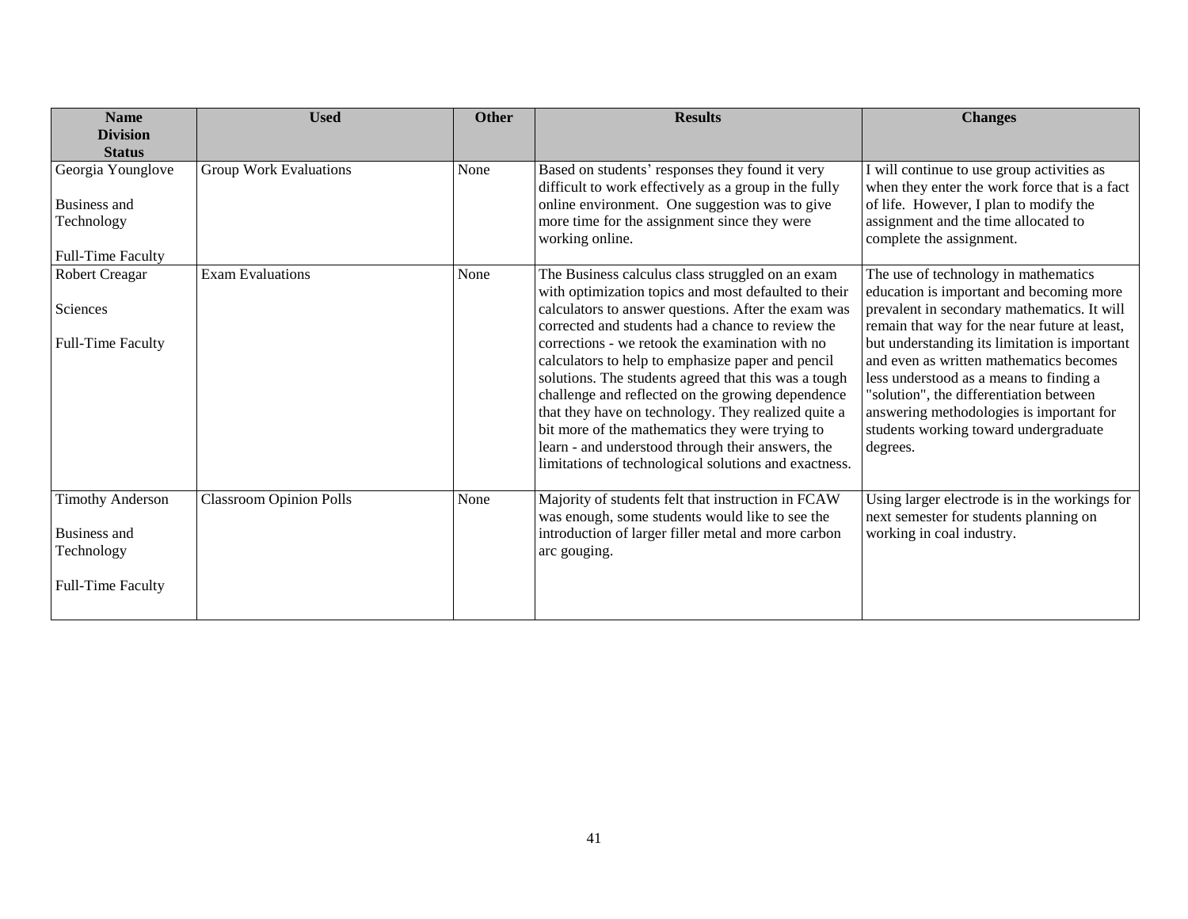| Name<br>Division<br>Status | Used | Other | Results | Changes |
| --- | --- | --- | --- | --- |
| Georgia Younglove<br><br>Business and Technology<br><br>Full-Time Faculty | Group Work Evaluations | None | Based on students' responses they found it very difficult to work effectively as a group in the fully online environment. One suggestion was to give more time for the assignment since they were working online. | I will continue to use group activities as when they enter the work force that is a fact of life. However, I plan to modify the assignment and the time allocated to complete the assignment. |
| Robert Creagar<br><br>Sciences<br><br>Full-Time Faculty | Exam Evaluations | None | The Business calculus class struggled on an exam with optimization topics and most defaulted to their calculators to answer questions. After the exam was corrected and students had a chance to review the corrections - we retook the examination with no calculators to help to emphasize paper and pencil solutions. The students agreed that this was a tough challenge and reflected on the growing dependence that they have on technology. They realized quite a bit more of the mathematics they were trying to learn - and understood through their answers, the limitations of technological solutions and exactness. | The use of technology in mathematics education is important and becoming more prevalent in secondary mathematics. It will remain that way for the near future at least, but understanding its limitation is important and even as written mathematics becomes less understood as a means to finding a "solution", the differentiation between answering methodologies is important for students working toward undergraduate degrees. |
| Timothy Anderson<br><br>Business and Technology<br><br>Full-Time Faculty | Classroom Opinion Polls | None | Majority of students felt that instruction in FCAW was enough, some students would like to see the introduction of larger filler metal and more carbon arc gouging. | Using larger electrode is in the workings for next semester for students planning on working in coal industry. |